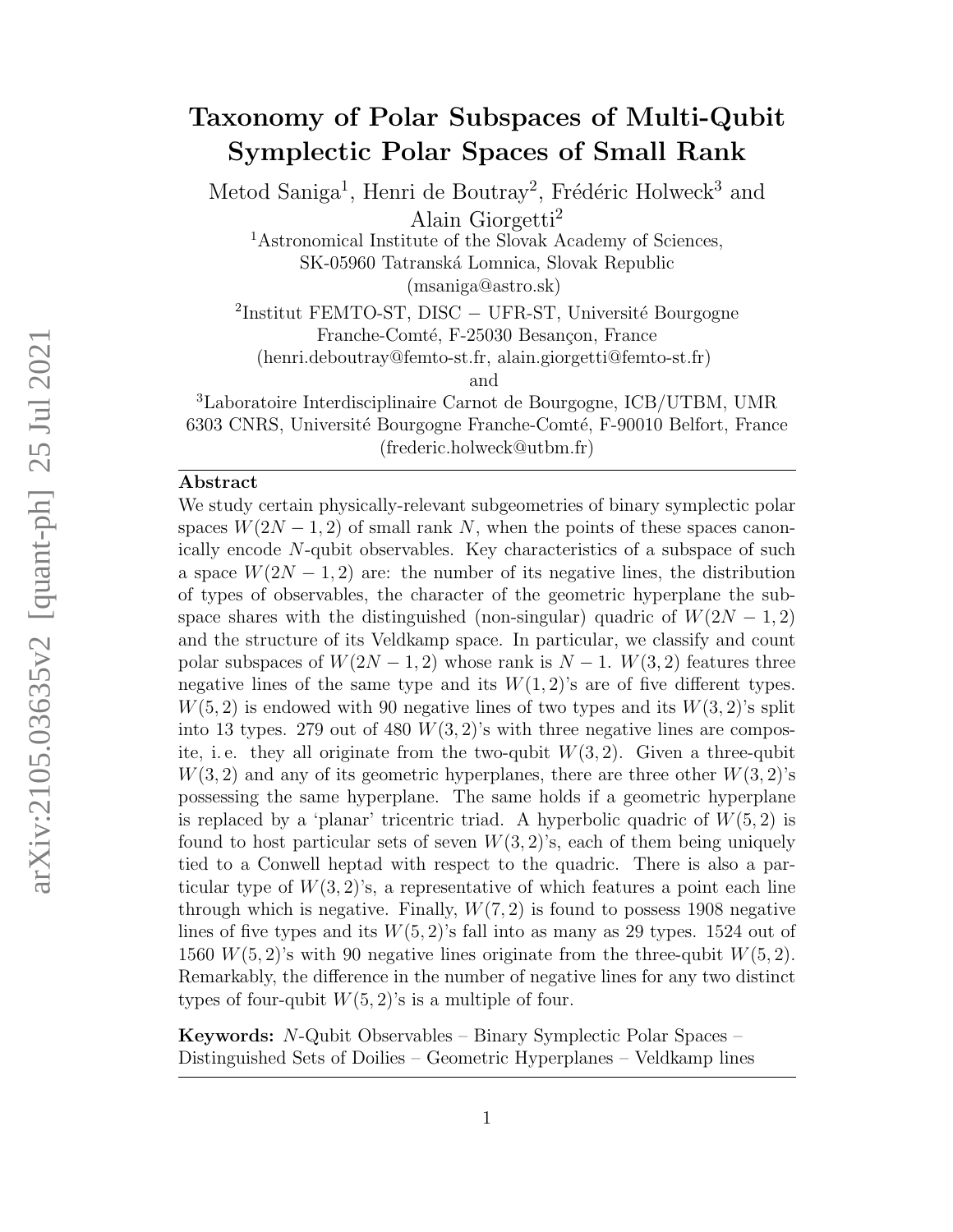# Taxonomy of Polar Subspaces of Multi-Qubit Symplectic Polar Spaces of Small Rank

Metod Saniga[1], Henri de Boutray[2], Frédéric Holweck[3] and Alain Giorgetti[2]

[1]Astronomical Institute of the Slovak Academy of Sciences, SK-05960 Tatranská Lomnica, Slovak Republic (msaniga@astro.sk)

[2]Institut FEMTO-ST, DISC − UFR-ST, Université Bourgogne Franche-Comté, F-25030 Besançon, France (henri.deboutray@femto-st.fr, alain.giorgetti@femto-st.fr)

and

[3]Laboratoire Interdisciplinaire Carnot de Bourgogne, ICB/UTBM, UMR 6303 CNRS, Université Bourgogne Franche-Comté, F-90010 Belfort, France (frederic.holweck@utbm.fr)

## Abstract

We study certain physically-relevant subgeometries of binary symplectic polar spaces $W(2N-1,2)$ of small rank $N$, when the points of these spaces canonically encode $N$-qubit observables. Key characteristics of a subspace of such a space $W(2N-1,2)$ are: the number of its negative lines, the distribution of types of observables, the character of the geometric hyperplane the subspace shares with the distinguished (non-singular) quadric of $W(2N-1,2)$ and the structure of its Veldkamp space. In particular, we classify and count polar subspaces of $W(2N-1,2)$ whose rank is $N-1$. $W(3,2)$ features three negative lines of the same type and its $W(1,2)$'s are of five different types. $W(5,2)$ is endowed with 90 negative lines of two types and its $W(3,2)$'s split into 13 types. 279 out of 480 $W(3,2)$'s with three negative lines are composite, i. e. they all originate from the two-qubit $W(3,2)$. Given a three-qubit $W(3,2)$ and any of its geometric hyperplanes, there are three other $W(3,2)$'s possessing the same hyperplane. The same holds if a geometric hyperplane is replaced by a 'planar' tricentric triad. A hyperbolic quadric of $W(5,2)$ is found to host particular sets of seven $W(3,2)$'s, each of them being uniquely tied to a Conwell heptad with respect to the quadric. There is also a particular type of $W(3,2)$'s, a representative of which features a point each line through which is negative. Finally, $W(7,2)$ is found to possess 1908 negative lines of five types and its $W(5,2)$'s fall into as many as 29 types. 1524 out of 1560 $W(5,2)$'s with 90 negative lines originate from the three-qubit $W(5,2)$. Remarkably, the difference in the number of negative lines for any two distinct types of four-qubit $W(5,2)$'s is a multiple of four.

**Keywords:** $N$-Qubit Observables – Binary Symplectic Polar Spaces – Distinguished Sets of Doilies – Geometric Hyperplanes – Veldkamp lines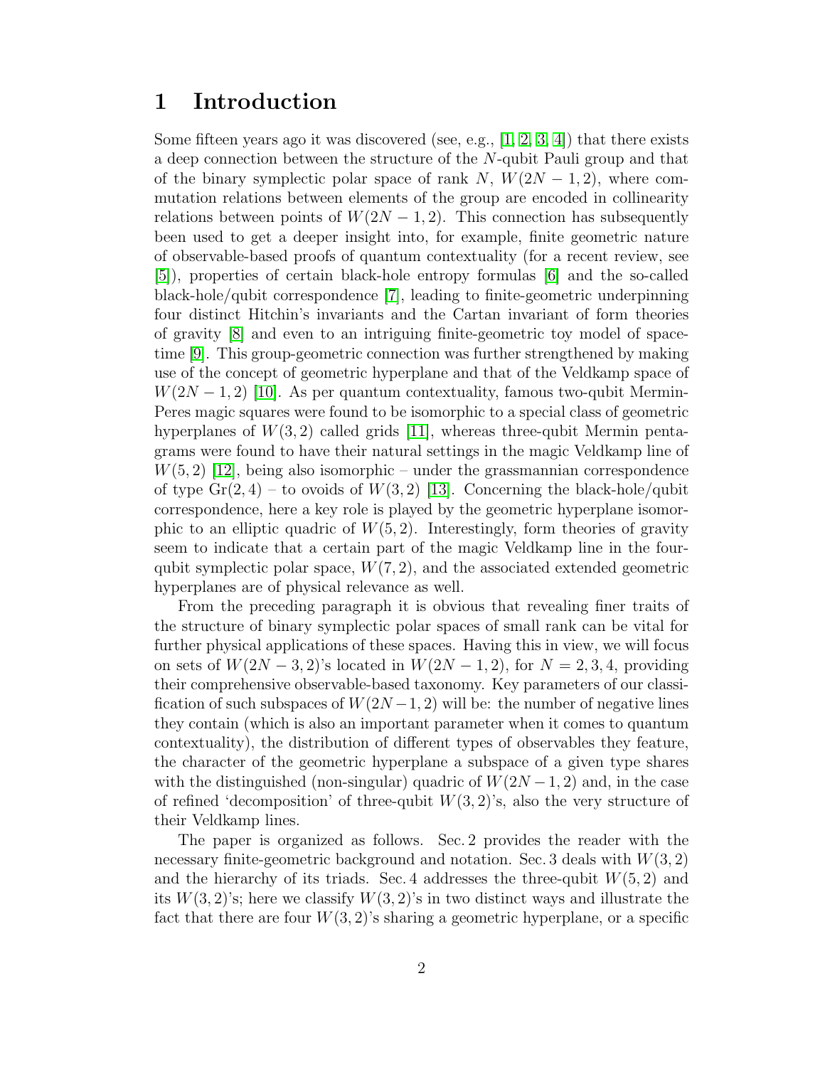# 1 Introduction

Some fifteen years ago it was discovered (see, e.g., [1, 2, 3, 4]) that there exists a deep connection between the structure of the $N$-qubit Pauli group and that of the binary symplectic polar space of rank $N$, $W(2N-1,2)$, where commutation relations between elements of the group are encoded in collinearity relations between points of $W(2N-1,2)$. This connection has subsequently been used to get a deeper insight into, for example, finite geometric nature of observable-based proofs of quantum contextuality (for a recent review, see [5]), properties of certain black-hole entropy formulas [6] and the so-called black-hole/qubit correspondence [7], leading to finite-geometric underpinning four distinct Hitchin's invariants and the Cartan invariant of form theories of gravity [8] and even to an intriguing finite-geometric toy model of space-time [9]. This group-geometric connection was further strengthened by making use of the concept of geometric hyperplane and that of the Veldkamp space of $W(2N-1,2)$ [10]. As per quantum contextuality, famous two-qubit Mermin-Peres magic squares were found to be isomorphic to a special class of geometric hyperplanes of $W(3,2)$ called grids [11], whereas three-qubit Mermin pentagrams were found to have their natural settings in the magic Veldkamp line of $W(5,2)$ [12], being also isomorphic – under the grassmannian correspondence of type $\mathrm{Gr}(2,4)$ – to ovoids of $W(3,2)$ [13]. Concerning the black-hole/qubit correspondence, here a key role is played by the geometric hyperplane isomorphic to an elliptic quadric of $W(5,2)$. Interestingly, form theories of gravity seem to indicate that a certain part of the magic Veldkamp line in the four-qubit symplectic polar space, $W(7,2)$, and the associated extended geometric hyperplanes are of physical relevance as well.

From the preceding paragraph it is obvious that revealing finer traits of the structure of binary symplectic polar spaces of small rank can be vital for further physical applications of these spaces. Having this in view, we will focus on sets of $W(2N-3,2)$'s located in $W(2N-1,2)$, for $N=2,3,4$, providing their comprehensive observable-based taxonomy. Key parameters of our classification of such subspaces of $W(2N-1,2)$ will be: the number of negative lines they contain (which is also an important parameter when it comes to quantum contextuality), the distribution of different types of observables they feature, the character of the geometric hyperplane a subspace of a given type shares with the distinguished (non-singular) quadric of $W(2N-1,2)$ and, in the case of refined 'decomposition' of three-qubit $W(3,2)$'s, also the very structure of their Veldkamp lines.

The paper is organized as follows. Sec. 2 provides the reader with the necessary finite-geometric background and notation. Sec. 3 deals with $W(3,2)$ and the hierarchy of its triads. Sec. 4 addresses the three-qubit $W(5,2)$ and its $W(3,2)$'s; here we classify $W(3,2)$'s in two distinct ways and illustrate the fact that there are four $W(3,2)$'s sharing a geometric hyperplane, or a specific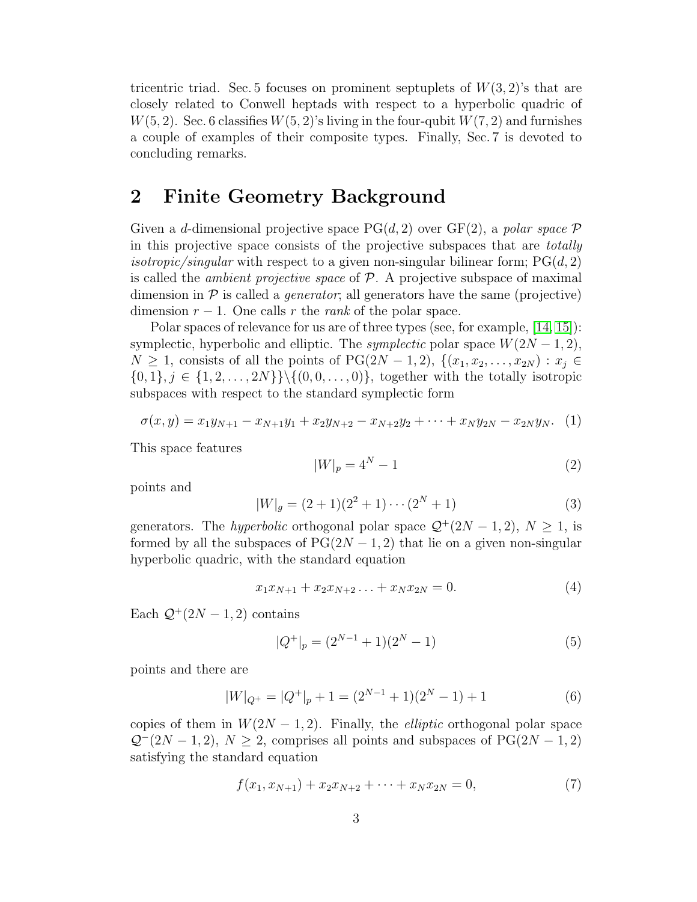tricentric triad. Sec. 5 focuses on prominent septuplets of $W(3,2)$'s that are closely related to Conwell heptads with respect to a hyperbolic quadric of $W(5,2)$. Sec. 6 classifies $W(5,2)$'s living in the four-qubit $W(7,2)$ and furnishes a couple of examples of their composite types. Finally, Sec. 7 is devoted to concluding remarks.

## 2 Finite Geometry Background

Given a $d$-dimensional projective space $\mathrm{PG}(d,2)$ over $\mathrm{GF}(2)$, a *polar space* $\mathcal{P}$ in this projective space consists of the projective subspaces that are *totally isotropic/singular* with respect to a given non-singular bilinear form; $\mathrm{PG}(d,2)$ is called the *ambient projective space* of $\mathcal{P}$. A projective subspace of maximal dimension in $\mathcal{P}$ is called a *generator*; all generators have the same (projective) dimension $r-1$. One calls $r$ the *rank* of the polar space.

Polar spaces of relevance for us are of three types (see, for example, [14, 15]): symplectic, hyperbolic and elliptic. The *symplectic* polar space $W(2N-1,2)$, $N \geq 1$, consists of all the points of $\mathrm{PG}(2N-1,2)$, $\{(x_1, x_2, \ldots, x_{2N}) : x_j \in \{0,1\}, j \in \{1,2,\ldots,2N\}\} \backslash \{(0,0,\ldots,0)\}$, together with the totally isotropic subspaces with respect to the standard symplectic form

$$\sigma(x,y) = x_1 y_{N+1} - x_{N+1} y_1 + x_2 y_{N+2} - x_{N+2} y_2 + \cdots + x_N y_{2N} - x_{2N} y_N. \quad (1)$$

This space features

$$|W|_p = 4^N - 1 \quad (2)$$

points and

$$|W|_g = (2+1)(2^2+1)\cdots(2^N+1) \quad (3)$$

generators. The *hyperbolic* orthogonal polar space $\mathcal{Q}^+(2N-1,2)$, $N \geq 1$, is formed by all the subspaces of $\mathrm{PG}(2N-1,2)$ that lie on a given non-singular hyperbolic quadric, with the standard equation

$$x_1 x_{N+1} + x_2 x_{N+2} \ldots + x_N x_{2N} = 0. \quad (4)$$

Each $\mathcal{Q}^+(2N-1,2)$ contains

$$|Q^+|_p = (2^{N-1}+1)(2^N-1) \quad (5)$$

points and there are

$$|W|_{Q^+} = |Q^+|_p + 1 = (2^{N-1}+1)(2^N-1) + 1 \quad (6)$$

copies of them in $W(2N-1,2)$. Finally, the *elliptic* orthogonal polar space $\mathcal{Q}^-(2N-1,2)$, $N \geq 2$, comprises all points and subspaces of $\mathrm{PG}(2N-1,2)$ satisfying the standard equation

$$f(x_1, x_{N+1}) + x_2 x_{N+2} + \cdots + x_N x_{2N} = 0, \quad (7)$$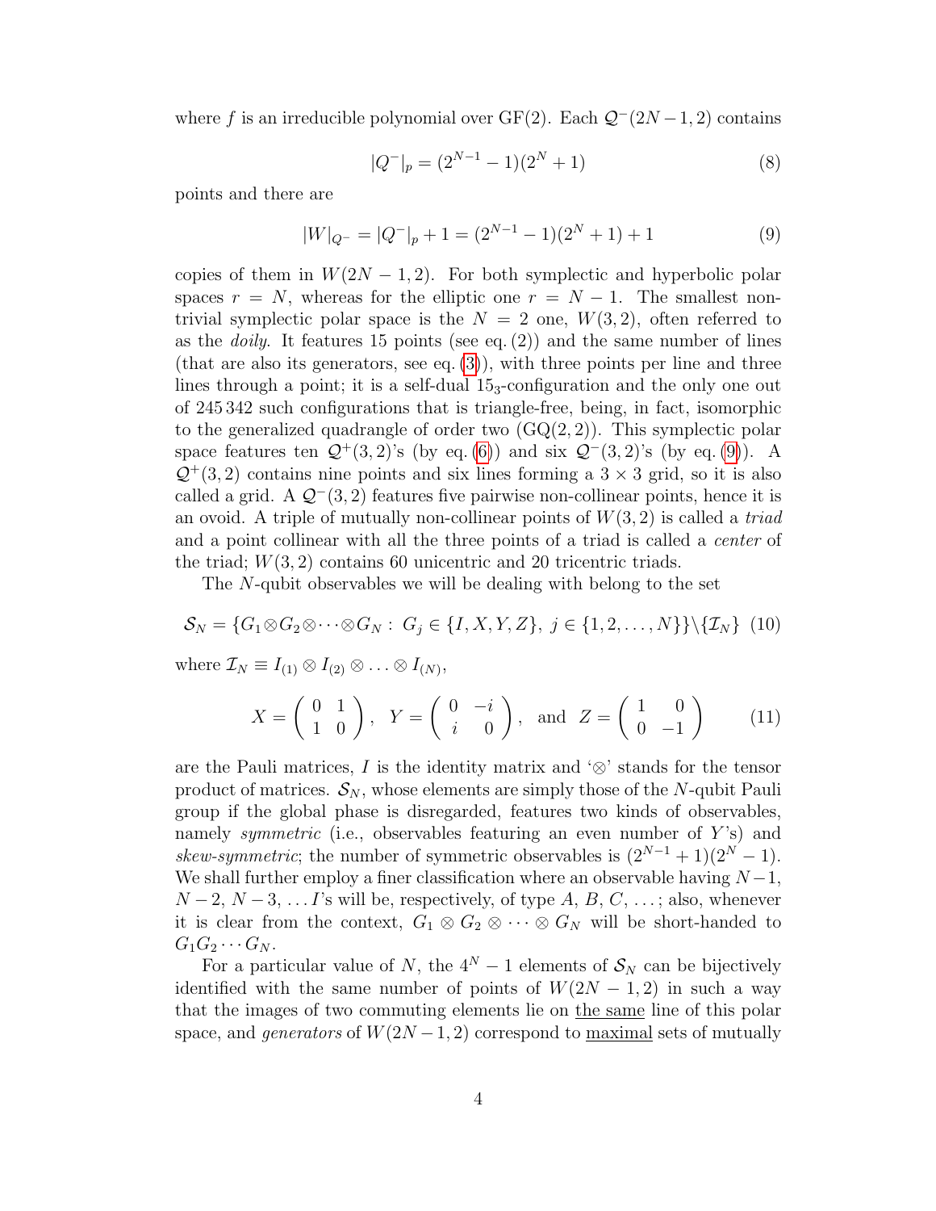where $f$ is an irreducible polynomial over GF(2). Each $\mathcal{Q}^-(2N-1,2)$ contains

$$|Q^-|_p = (2^{N-1}-1)(2^N+1) \tag{8}$$

points and there are

$$|W|_{Q^-} = |Q^-|_p + 1 = (2^{N-1}-1)(2^N+1) + 1 \tag{9}$$

copies of them in $W(2N-1,2)$. For both symplectic and hyperbolic polar spaces $r = N$, whereas for the elliptic one $r = N-1$. The smallest non-trivial symplectic polar space is the $N = 2$ one, $W(3,2)$, often referred to as the *doily*. It features 15 points (see eq. (2)) and the same number of lines (that are also its generators, see eq. (3)), with three points per line and three lines through a point; it is a self-dual $15_3$-configuration and the only one out of 245 342 such configurations that is triangle-free, being, in fact, isomorphic to the generalized quadrangle of order two (GQ(2, 2)). This symplectic polar space features ten $\mathcal{Q}^+(3,2)$'s (by eq. (6)) and six $\mathcal{Q}^-(3,2)$'s (by eq. (9)). A $\mathcal{Q}^+(3,2)$ contains nine points and six lines forming a $3\times 3$ grid, so it is also called a grid. A $\mathcal{Q}^-(3,2)$ features five pairwise non-collinear points, hence it is an ovoid. A triple of mutually non-collinear points of $W(3,2)$ is called a *triad* and a point collinear with all the three points of a triad is called a *center* of the triad; $W(3,2)$ contains 60 unicentric and 20 tricentric triads.

The $N$-qubit observables we will be dealing with belong to the set

$$\mathcal{S}_N = \{G_1 \otimes G_2 \otimes \cdots \otimes G_N : \ G_j \in \{I, X, Y, Z\},\ j \in \{1, 2, \ldots, N\}\} \backslash \{\mathcal{I}_N\} \tag{10}$$

where $\mathcal{I}_N \equiv I_{(1)} \otimes I_{(2)} \otimes \ldots \otimes I_{(N)}$,

$$X = \begin{pmatrix} 0 & 1 \\ 1 & 0 \end{pmatrix},\ \ Y = \begin{pmatrix} 0 & -i \\ i & 0 \end{pmatrix},\ \text{ and }\ Z = \begin{pmatrix} 1 & 0 \\ 0 & -1 \end{pmatrix} \tag{11}$$

are the Pauli matrices, $I$ is the identity matrix and '$\otimes$' stands for the tensor product of matrices. $\mathcal{S}_N$, whose elements are simply those of the $N$-qubit Pauli group if the global phase is disregarded, features two kinds of observables, namely *symmetric* (i.e., observables featuring an even number of $Y$'s) and *skew-symmetric*; the number of symmetric observables is $(2^{N-1}+1)(2^N-1)$. We shall further employ a finer classification where an observable having $N-1$, $N-2$, $N-3$, ... $I$'s will be, respectively, of type $A$, $B$, $C$, ...; also, whenever it is clear from the context, $G_1 \otimes G_2 \otimes \cdots \otimes G_N$ will be short-handed to $G_1 G_2 \cdots G_N$.

For a particular value of $N$, the $4^N - 1$ elements of $\mathcal{S}_N$ can be bijectively identified with the same number of points of $W(2N-1,2)$ in such a way that the images of two commuting elements lie on the same line of this polar space, and *generators* of $W(2N-1,2)$ correspond to maximal sets of mutually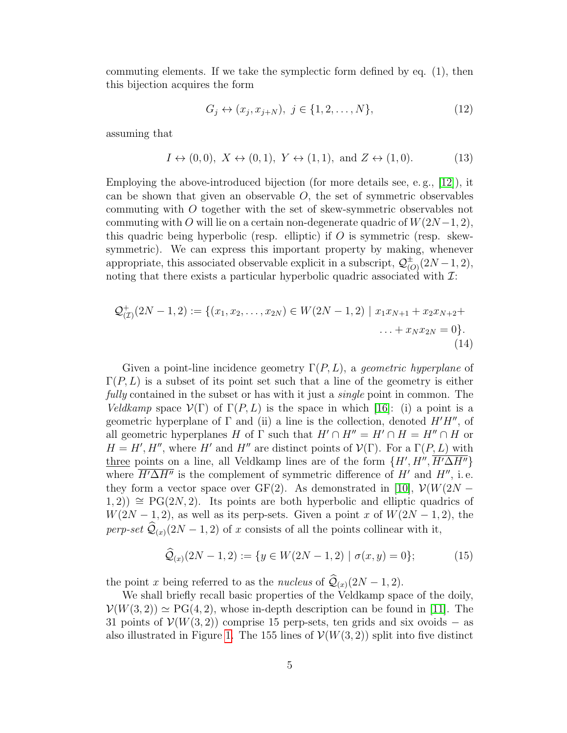commuting elements. If we take the symplectic form defined by eq. (1), then this bijection acquires the form

$$G_j \leftrightarrow (x_j, x_{j+N}),\ j \in \{1, 2, \ldots, N\}, \tag{12}$$

assuming that

$$I \leftrightarrow (0,0),\ X \leftrightarrow (0,1),\ Y \leftrightarrow (1,1),\ \text{and}\ Z \leftrightarrow (1,0). \tag{13}$$

Employing the above-introduced bijection (for more details see, e. g., [12]), it can be shown that given an observable $O$, the set of symmetric observables commuting with $O$ together with the set of skew-symmetric observables not commuting with $O$ will lie on a certain non-degenerate quadric of $W(2N-1,2)$, this quadric being hyperbolic (resp. elliptic) if $O$ is symmetric (resp. skew-symmetric). We can express this important property by making, whenever appropriate, this associated observable explicit in a subscript, $\mathcal{Q}^{\pm}_{(O)}(2N-1,2)$, noting that there exists a particular hyperbolic quadric associated with $\mathcal{I}$:

$$\mathcal{Q}^{+}_{(\mathcal{I})}(2N-1,2) := \{(x_1, x_2, \ldots, x_{2N}) \in W(2N-1,2) \mid x_1 x_{N+1} + x_2 x_{N+2} + \ldots + x_N x_{2N} = 0\}. \tag{14}$$

Given a point-line incidence geometry $\Gamma(P,L)$, a *geometric hyperplane* of $\Gamma(P,L)$ is a subset of its point set such that a line of the geometry is either *fully* contained in the subset or has with it just a *single* point in common. The *Veldkamp* space $\mathcal{V}(\Gamma)$ of $\Gamma(P,L)$ is the space in which [16]: (i) a point is a geometric hyperplane of $\Gamma$ and (ii) a line is the collection, denoted $H'H''$, of all geometric hyperplanes $H$ of $\Gamma$ such that $H' \cap H'' = H' \cap H = H'' \cap H$ or $H = H', H''$, where $H'$ and $H''$ are distinct points of $\mathcal{V}(\Gamma)$. For a $\Gamma(P,L)$ with <u>three</u> points on a line, all Veldkamp lines are of the form $\{H', H'', \overline{H' \Delta H''}\}$ where $\overline{H' \Delta H''}$ is the complement of symmetric difference of $H'$ and $H''$, i. e. they form a vector space over GF(2). As demonstrated in [10], $\mathcal{V}(W(2N-1,2)) \cong \mathrm{PG}(2N,2)$. Its points are both hyperbolic and elliptic quadrics of $W(2N-1,2)$, as well as its perp-sets. Given a point $x$ of $W(2N-1,2)$, the *perp-set* $\widehat{\mathcal{Q}}_{(x)}(2N-1,2)$ of $x$ consists of all the points collinear with it,

$$\widehat{\mathcal{Q}}_{(x)}(2N-1,2) := \{y \in W(2N-1,2) \mid \sigma(x,y) = 0\}; \tag{15}$$

the point $x$ being referred to as the *nucleus* of $\widehat{\mathcal{Q}}_{(x)}(2N-1,2)$.

We shall briefly recall basic properties of the Veldkamp space of the doily, $\mathcal{V}(W(3,2)) \simeq \mathrm{PG}(4,2)$, whose in-depth description can be found in [11]. The 31 points of $\mathcal{V}(W(3,2))$ comprise 15 perp-sets, ten grids and six ovoids − as also illustrated in Figure 1. The 155 lines of $\mathcal{V}(W(3,2))$ split into five distinct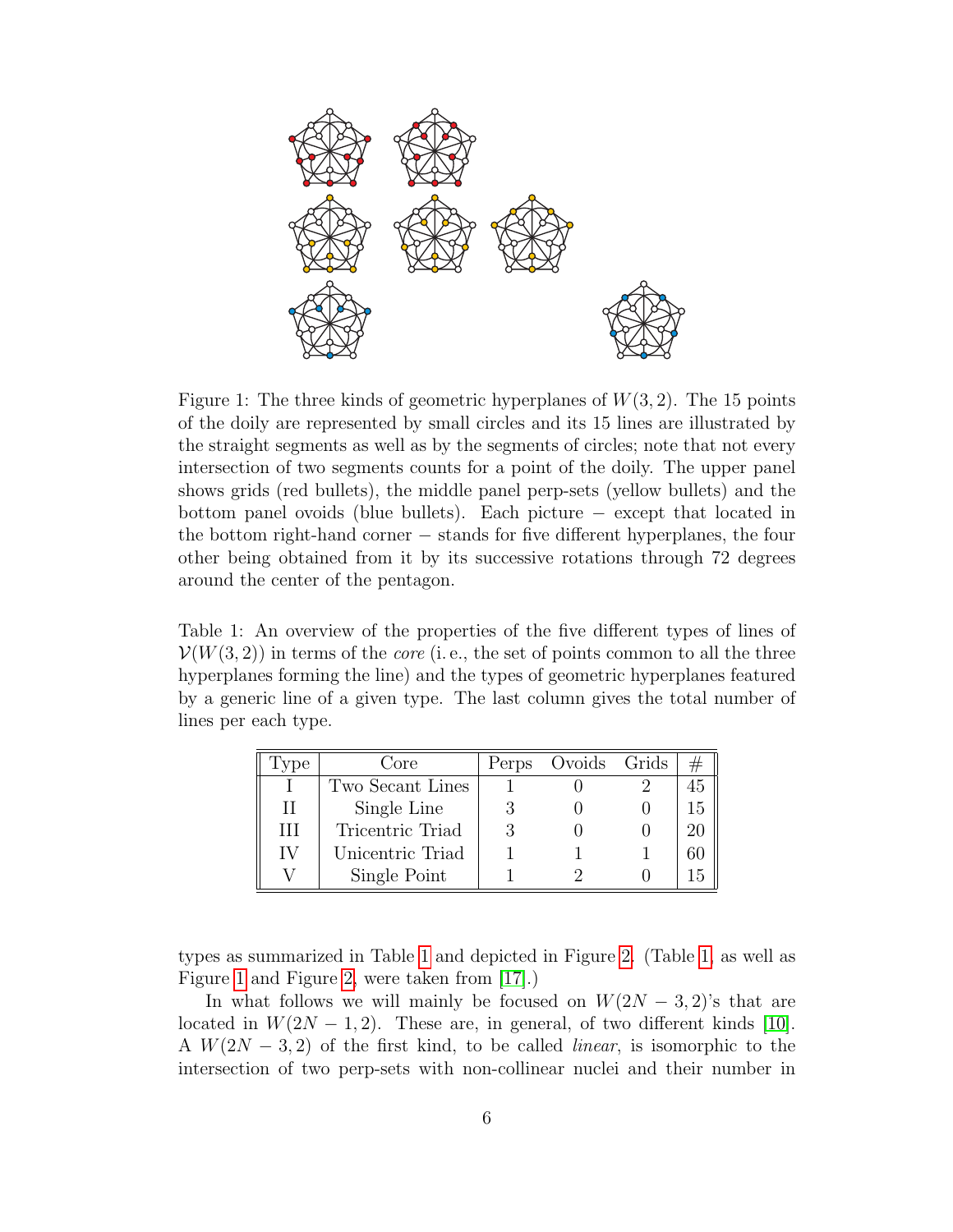Figure 1: The three kinds of geometric hyperplanes of $W(3,2)$. The 15 points of the doily are represented by small circles and its 15 lines are illustrated by the straight segments as well as by the segments of circles; note that not every intersection of two segments counts for a point of the doily. The upper panel shows grids (red bullets), the middle panel perp-sets (yellow bullets) and the bottom panel ovoids (blue bullets). Each picture − except that located in the bottom right-hand corner − stands for five different hyperplanes, the four other being obtained from it by its successive rotations through 72 degrees around the center of the pentagon.

Table 1: An overview of the properties of the five different types of lines of $\mathcal{V}(W(3,2))$ in terms of the *core* (i. e., the set of points common to all the three hyperplanes forming the line) and the types of geometric hyperplanes featured by a generic line of a given type. The last column gives the total number of lines per each type.

| Type | Core | Perps | Ovoids | Grids | # |
|---|---|---|---|---|---|
| I | Two Secant Lines | 1 | 0 | 2 | 45 |
| II | Single Line | 3 | 0 | 0 | 15 |
| III | Tricentric Triad | 3 | 0 | 0 | 20 |
| IV | Unicentric Triad | 1 | 1 | 1 | 60 |
| V | Single Point | 1 | 2 | 0 | 15 |

types as summarized in Table 1 and depicted in Figure 2. (Table 1, as well as Figure 1 and Figure 2, were taken from [17].)

In what follows we will mainly be focused on $W(2N-3,2)$'s that are located in $W(2N-1,2)$. These are, in general, of two different kinds [10]. A $W(2N-3,2)$ of the first kind, to be called *linear*, is isomorphic to the intersection of two perp-sets with non-collinear nuclei and their number in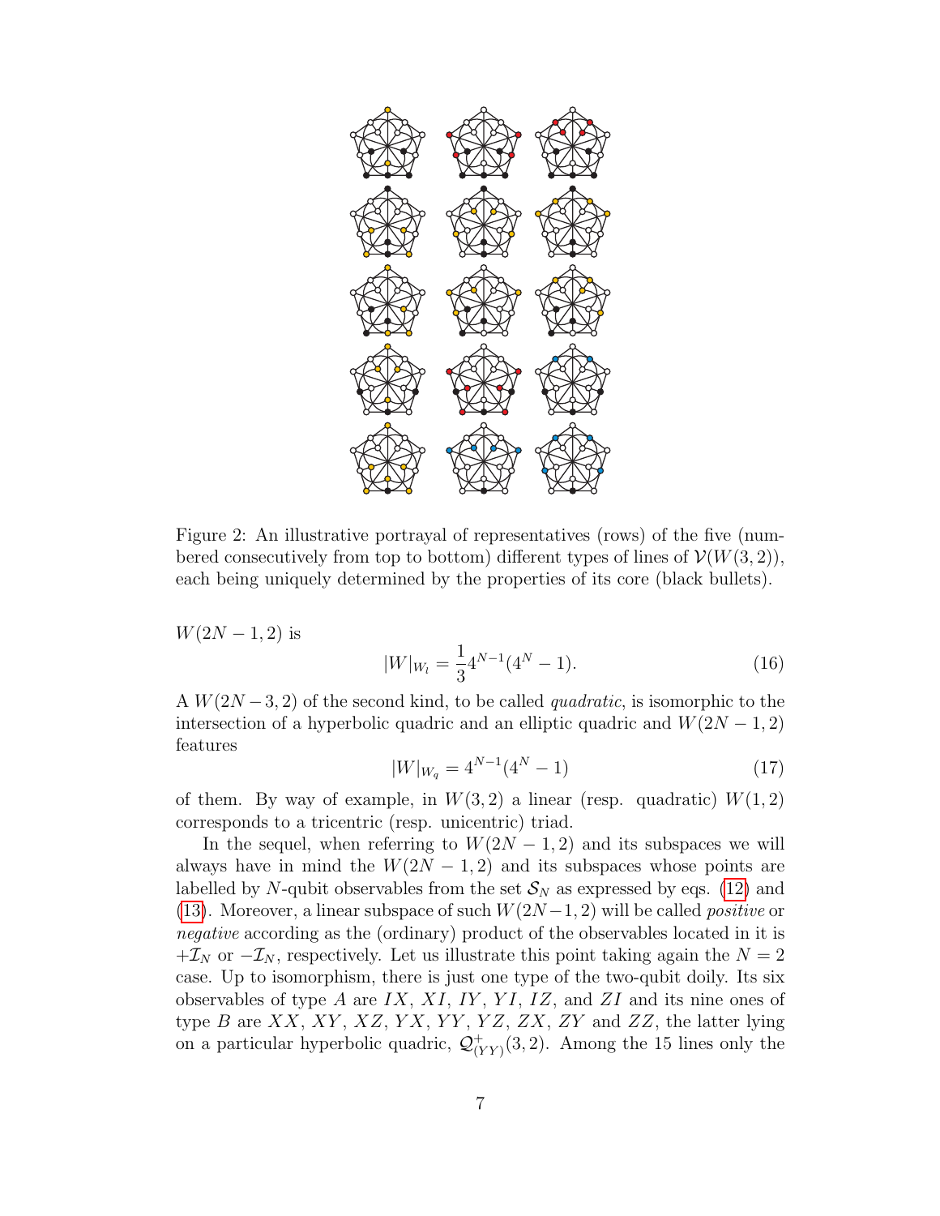Figure 2: An illustrative portrayal of representatives (rows) of the five (numbered consecutively from top to bottom) different types of lines of $\mathcal{V}(W(3,2))$, each being uniquely determined by the properties of its core (black bullets).

$W(2N-1,2)$ is

$$|W|_{W_l} = \frac{1}{3}4^{N-1}(4^N - 1). \tag{16}$$

A $W(2N-3,2)$ of the second kind, to be called *quadratic*, is isomorphic to the intersection of a hyperbolic quadric and an elliptic quadric and $W(2N-1,2)$ features

$$|W|_{W_q} = 4^{N-1}(4^N - 1) \tag{17}$$

of them. By way of example, in $W(3,2)$ a linear (resp. quadratic) $W(1,2)$ corresponds to a tricentric (resp. unicentric) triad.

In the sequel, when referring to $W(2N-1,2)$ and its subspaces we will always have in mind the $W(2N-1,2)$ and its subspaces whose points are labelled by $N$-qubit observables from the set $\mathcal{S}_N$ as expressed by eqs. (12) and (13). Moreover, a linear subspace of such $W(2N-1,2)$ will be called *positive* or *negative* according as the (ordinary) product of the observables located in it is $+\mathcal{I}_N$ or $-\mathcal{I}_N$, respectively. Let us illustrate this point taking again the $N=2$ case. Up to isomorphism, there is just one type of the two-qubit doily. Its six observables of type $A$ are $IX$, $XI$, $IY$, $YI$, $IZ$, and $ZI$ and its nine ones of type $B$ are $XX$, $XY$, $XZ$, $YX$, $YY$, $YZ$, $ZX$, $ZY$ and $ZZ$, the latter lying on a particular hyperbolic quadric, $\mathcal{Q}^+_{(YY)}(3,2)$. Among the 15 lines only the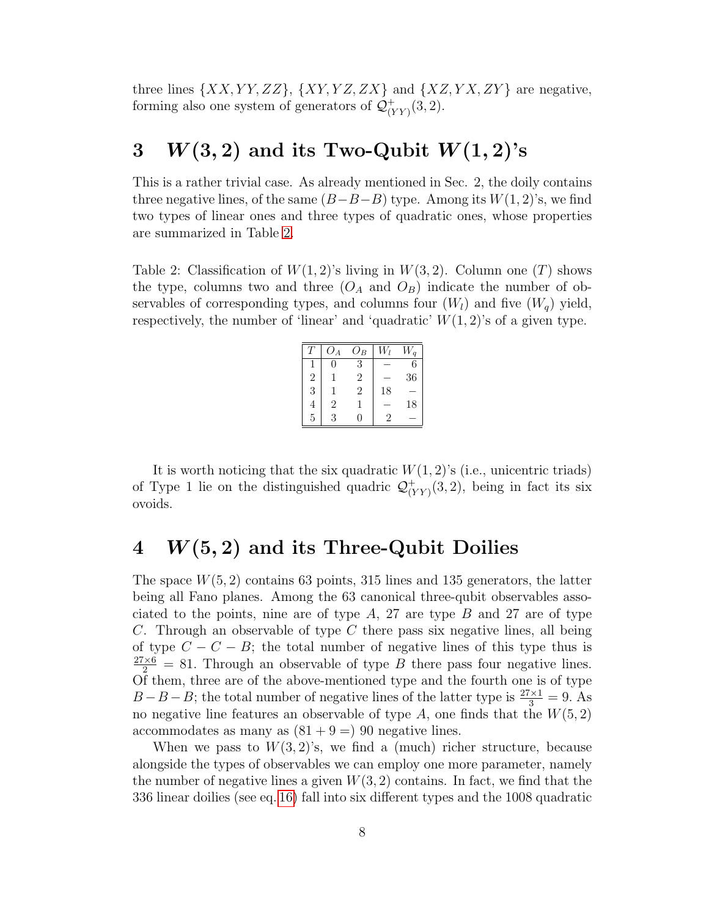three lines $\{XX, YY, ZZ\}$, $\{XY, YZ, ZX\}$ and $\{XZ, YX, ZY\}$ are negative, forming also one system of generators of $\mathcal{Q}^{+}_{(YY)}(3,2)$.

## 3 $W(3,2)$ and its Two-Qubit $W(1,2)$'s

This is a rather trivial case. As already mentioned in Sec. 2, the doily contains three negative lines, of the same $(B{-}B{-}B)$ type. Among its $W(1,2)$'s, we find two types of linear ones and three types of quadratic ones, whose properties are summarized in Table 2.

Table 2: Classification of $W(1,2)$'s living in $W(3,2)$. Column one ($T$) shows the type, columns two and three ($O_A$ and $O_B$) indicate the number of observables of corresponding types, and columns four ($W_l$) and five ($W_q$) yield, respectively, the number of 'linear' and 'quadratic' $W(1,2)$'s of a given type.

| $T$ | $O_A$ | $O_B$ | $W_l$ | $W_q$ |
|---|---|---|---|---|
| 1 | 0 | 3 | – | 6 |
| 2 | 1 | 2 | – | 36 |
| 3 | 1 | 2 | 18 | – |
| 4 | 2 | 1 | – | 18 |
| 5 | 3 | 0 | 2 | – |

It is worth noticing that the six quadratic $W(1,2)$'s (i.e., unicentric triads) of Type 1 lie on the distinguished quadric $\mathcal{Q}^{+}_{(YY)}(3,2)$, being in fact its six ovoids.

## 4 $W(5,2)$ and its Three-Qubit Doilies

The space $W(5,2)$ contains 63 points, 315 lines and 135 generators, the latter being all Fano planes. Among the 63 canonical three-qubit observables associated to the points, nine are of type $A$, 27 are type $B$ and 27 are of type $C$. Through an observable of type $C$ there pass six negative lines, all being of type $C-C-B$; the total number of negative lines of this type thus is $\frac{27\times 6}{2}=81$. Through an observable of type $B$ there pass four negative lines. Of them, three are of the above-mentioned type and the fourth one is of type $B-B-B$; the total number of negative lines of the latter type is $\frac{27\times 1}{3}=9$. As no negative line features an observable of type $A$, one finds that the $W(5,2)$ accommodates as many as $(81+9=)$ 90 negative lines.

When we pass to $W(3,2)$'s, we find a (much) richer structure, because alongside the types of observables we can employ one more parameter, namely the number of negative lines a given $W(3,2)$ contains. In fact, we find that the 336 linear doilies (see eq. 16) fall into six different types and the 1008 quadratic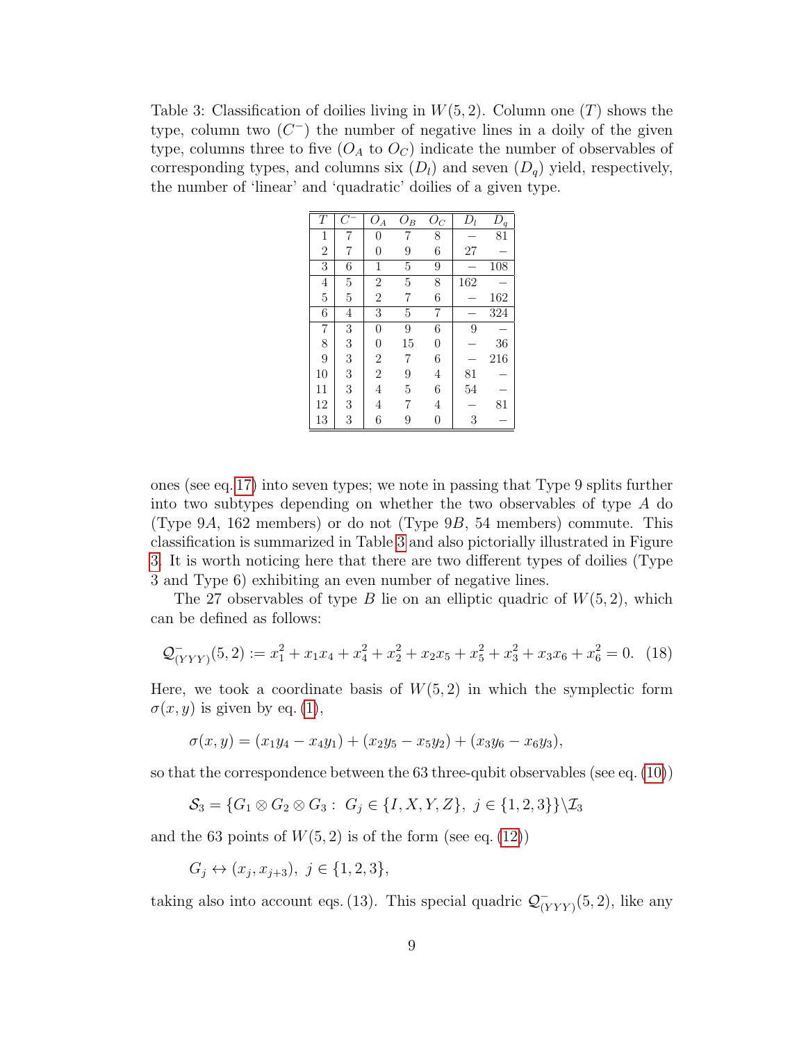Table 3: Classification of doilies living in $W(5, 2)$. Column one ($T$) shows the type, column two ($C^-$) the number of negative lines in a doily of the given type, columns three to five ($O_A$ to $O_C$) indicate the number of observables of corresponding types, and columns six ($D_l$) and seven ($D_q$) yield, respectively, the number of 'linear' and 'quadratic' doilies of a given type.

| $T$ | $C^-$ | $O_A$ | $O_B$ | $O_C$ | $D_l$ | $D_q$ |
|---|---|---|---|---|---|---|
| 1 | 7 | 0 | 7 | 8 | – | 81 |
| 2 | 7 | 0 | 9 | 6 | 27 | – |
| 3 | 6 | 1 | 5 | 9 | – | 108 |
| 4 | 5 | 2 | 5 | 8 | 162 | – |
| 5 | 5 | 2 | 7 | 6 | – | 162 |
| 6 | 4 | 3 | 5 | 7 | – | 324 |
| 7 | 3 | 0 | 9 | 6 | 9 | – |
| 8 | 3 | 0 | 15 | 0 | – | 36 |
| 9 | 3 | 2 | 7 | 6 | – | 216 |
| 10 | 3 | 2 | 9 | 4 | 81 | – |
| 11 | 3 | 4 | 5 | 6 | 54 | – |
| 12 | 3 | 4 | 7 | 4 | – | 81 |
| 13 | 3 | 6 | 9 | 0 | 3 | – |

ones (see eq. 17) into seven types; we note in passing that Type 9 splits further into two subtypes depending on whether the two observables of type $A$ do (Type 9$A$, 162 members) or do not (Type 9$B$, 54 members) commute. This classification is summarized in Table 3 and also pictorially illustrated in Figure 3. It is worth noticing here that there are two different types of doilies (Type 3 and Type 6) exhibiting an even number of negative lines.

The 27 observables of type $B$ lie on an elliptic quadric of $W(5, 2)$, which can be defined as follows:

$$\mathcal{Q}^-_{(YYY)}(5, 2) := x_1^2 + x_1x_4 + x_4^2 + x_2^2 + x_2x_5 + x_5^2 + x_3^2 + x_3x_6 + x_6^2 = 0. \quad (18)$$

Here, we took a coordinate basis of $W(5, 2)$ in which the symplectic form $\sigma(x, y)$ is given by eq. (1),

$$\sigma(x, y) = (x_1y_4 - x_4y_1) + (x_2y_5 - x_5y_2) + (x_3y_6 - x_6y_3),$$

so that the correspondence between the 63 three-qubit observables (see eq. (10))

$$\mathcal{S}_3 = \{G_1 \otimes G_2 \otimes G_3 : \ G_j \in \{I, X, Y, Z\}, \ j \in \{1, 2, 3\}\} \backslash \mathcal{I}_3$$

and the 63 points of $W(5, 2)$ is of the form (see eq. (12))

$$G_j \leftrightarrow (x_j, x_{j+3}), \ j \in \{1, 2, 3\},$$

taking also into account eqs. (13). This special quadric $\mathcal{Q}^-_{(YYY)}(5, 2)$, like any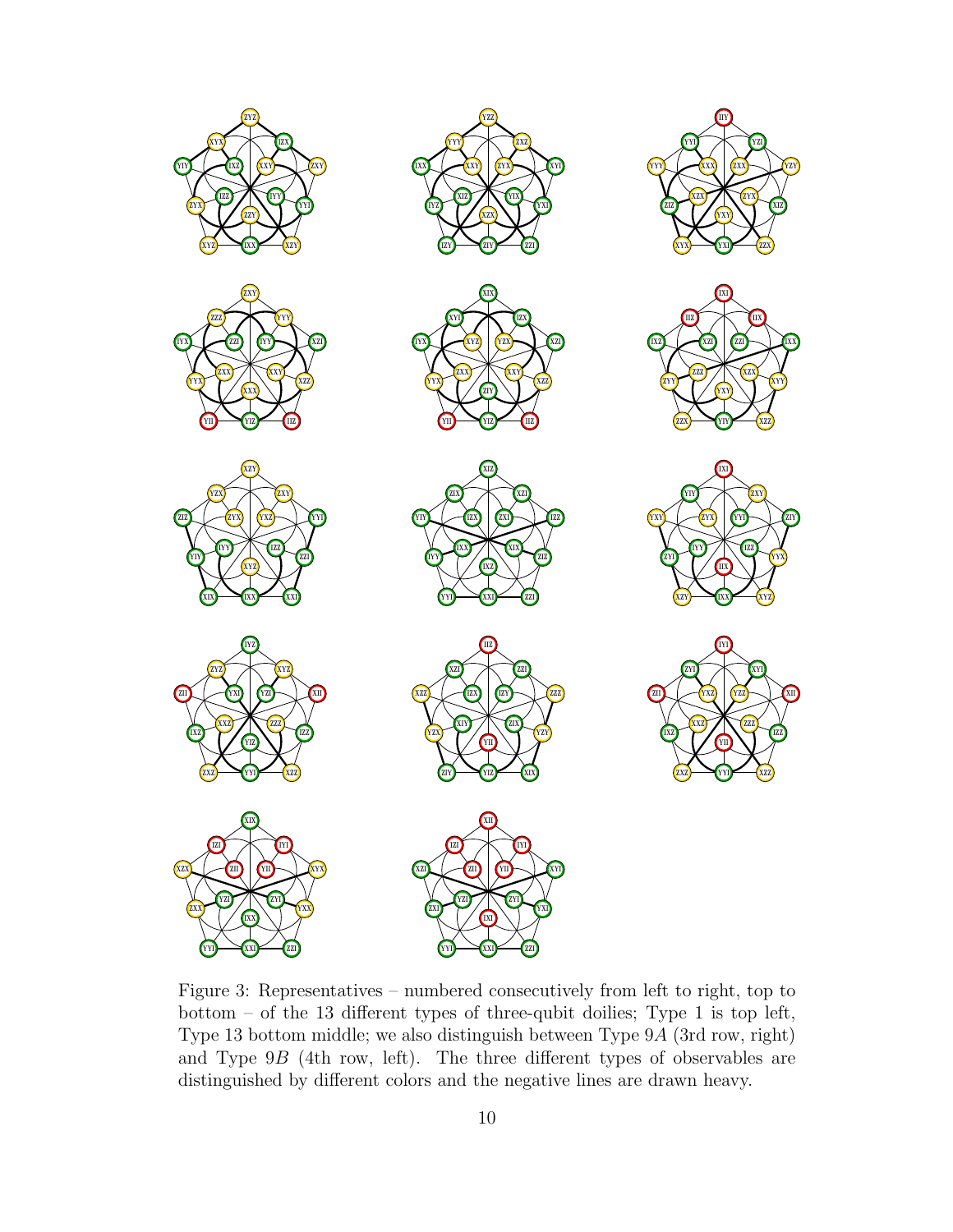Figure 3: Representatives – numbered consecutively from left to right, top to bottom – of the 13 different types of three-qubit doilies; Type 1 is top left, Type 13 bottom middle; we also distinguish between Type 9*A* (3rd row, right) and Type 9*B* (4th row, left). The three different types of observables are distinguished by different colors and the negative lines are drawn heavy.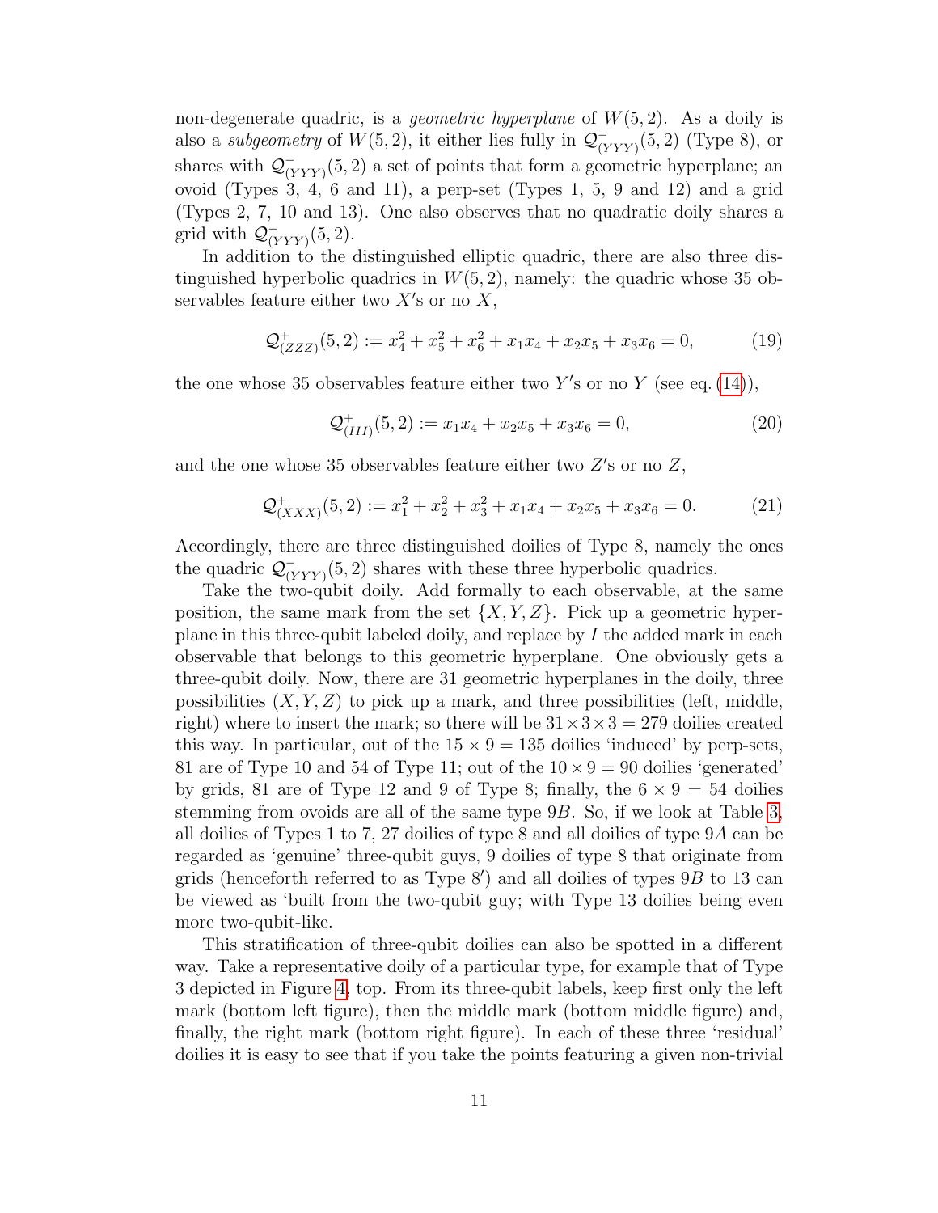non-degenerate quadric, is a *geometric hyperplane* of $W(5,2)$. As a doily is also a *subgeometry* of $W(5,2)$, it either lies fully in $\mathcal{Q}^-_{(YYY)}(5,2)$ (Type 8), or shares with $\mathcal{Q}^-_{(YYY)}(5,2)$ a set of points that form a geometric hyperplane; an ovoid (Types 3, 4, 6 and 11), a perp-set (Types 1, 5, 9 and 12) and a grid (Types 2, 7, 10 and 13). One also observes that no quadratic doily shares a grid with $\mathcal{Q}^-_{(YYY)}(5,2)$.

In addition to the distinguished elliptic quadric, there are also three distinguished hyperbolic quadrics in $W(5,2)$, namely: the quadric whose 35 observables feature either two $X'$s or no $X$,

$$\mathcal{Q}^+_{(ZZZ)}(5,2) := x_4^2 + x_5^2 + x_6^2 + x_1x_4 + x_2x_5 + x_3x_6 = 0, \tag{19}$$

the one whose 35 observables feature either two $Y'$s or no $Y$ (see eq. (14)),

$$\mathcal{Q}^+_{(III)}(5,2) := x_1x_4 + x_2x_5 + x_3x_6 = 0, \tag{20}$$

and the one whose 35 observables feature either two $Z'$s or no $Z$,

$$\mathcal{Q}^+_{(XXX)}(5,2) := x_1^2 + x_2^2 + x_3^2 + x_1x_4 + x_2x_5 + x_3x_6 = 0. \tag{21}$$

Accordingly, there are three distinguished doilies of Type 8, namely the ones the quadric $\mathcal{Q}^-_{(YYY)}(5,2)$ shares with these three hyperbolic quadrics.

Take the two-qubit doily. Add formally to each observable, at the same position, the same mark from the set $\{X, Y, Z\}$. Pick up a geometric hyperplane in this three-qubit labeled doily, and replace by $I$ the added mark in each observable that belongs to this geometric hyperplane. One obviously gets a three-qubit doily. Now, there are 31 geometric hyperplanes in the doily, three possibilities $(X, Y, Z)$ to pick up a mark, and three possibilities (left, middle, right) where to insert the mark; so there will be $31 \times 3 \times 3 = 279$ doilies created this way. In particular, out of the $15 \times 9 = 135$ doilies 'induced' by perp-sets, 81 are of Type 10 and 54 of Type 11; out of the $10 \times 9 = 90$ doilies 'generated' by grids, 81 are of Type 12 and 9 of Type 8; finally, the $6 \times 9 = 54$ doilies stemming from ovoids are all of the same type 9*B*. So, if we look at Table 3, all doilies of Types 1 to 7, 27 doilies of type 8 and all doilies of type 9*A* can be regarded as 'genuine' three-qubit guys, 9 doilies of type 8 that originate from grids (henceforth referred to as Type 8′) and all doilies of types 9*B* to 13 can be viewed as 'built from the two-qubit guy; with Type 13 doilies being even more two-qubit-like.

This stratification of three-qubit doilies can also be spotted in a different way. Take a representative doily of a particular type, for example that of Type 3 depicted in Figure 4, top. From its three-qubit labels, keep first only the left mark (bottom left figure), then the middle mark (bottom middle figure) and, finally, the right mark (bottom right figure). In each of these three 'residual' doilies it is easy to see that if you take the points featuring a given non-trivial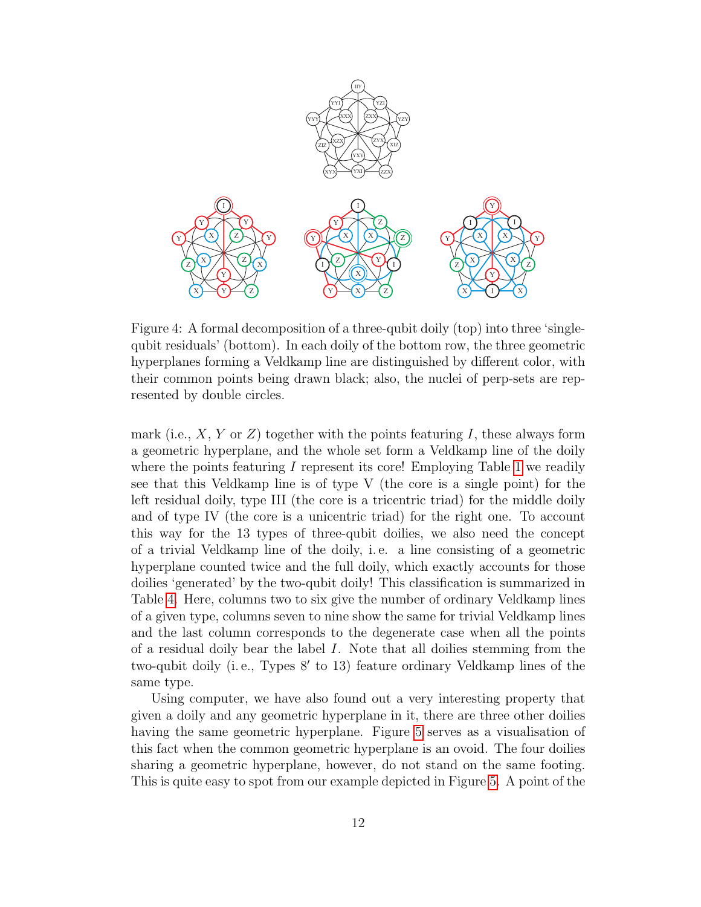Figure 4: A formal decomposition of a three-qubit doily (top) into three 'single-qubit residuals' (bottom). In each doily of the bottom row, the three geometric hyperplanes forming a Veldkamp line are distinguished by different color, with their common points being drawn black; also, the nuclei of perp-sets are represented by double circles.

mark (i.e., $X$, $Y$ or $Z$) together with the points featuring $I$, these always form a geometric hyperplane, and the whole set form a Veldkamp line of the doily where the points featuring $I$ represent its core! Employing Table 1 we readily see that this Veldkamp line is of type V (the core is a single point) for the left residual doily, type III (the core is a tricentric triad) for the middle doily and of type IV (the core is a unicentric triad) for the right one. To account this way for the 13 types of three-qubit doilies, we also need the concept of a trivial Veldkamp line of the doily, i. e. a line consisting of a geometric hyperplane counted twice and the full doily, which exactly accounts for those doilies 'generated' by the two-qubit doily! This classification is summarized in Table 4. Here, columns two to six give the number of ordinary Veldkamp lines of a given type, columns seven to nine show the same for trivial Veldkamp lines and the last column corresponds to the degenerate case when all the points of a residual doily bear the label $I$. Note that all doilies stemming from the two-qubit doily (i. e., Types $8'$ to 13) feature ordinary Veldkamp lines of the same type.

Using computer, we have also found out a very interesting property that given a doily and any geometric hyperplane in it, there are three other doilies having the same geometric hyperplane. Figure 5 serves as a visualisation of this fact when the common geometric hyperplane is an ovoid. The four doilies sharing a geometric hyperplane, however, do not stand on the same footing. This is quite easy to spot from our example depicted in Figure 5. A point of the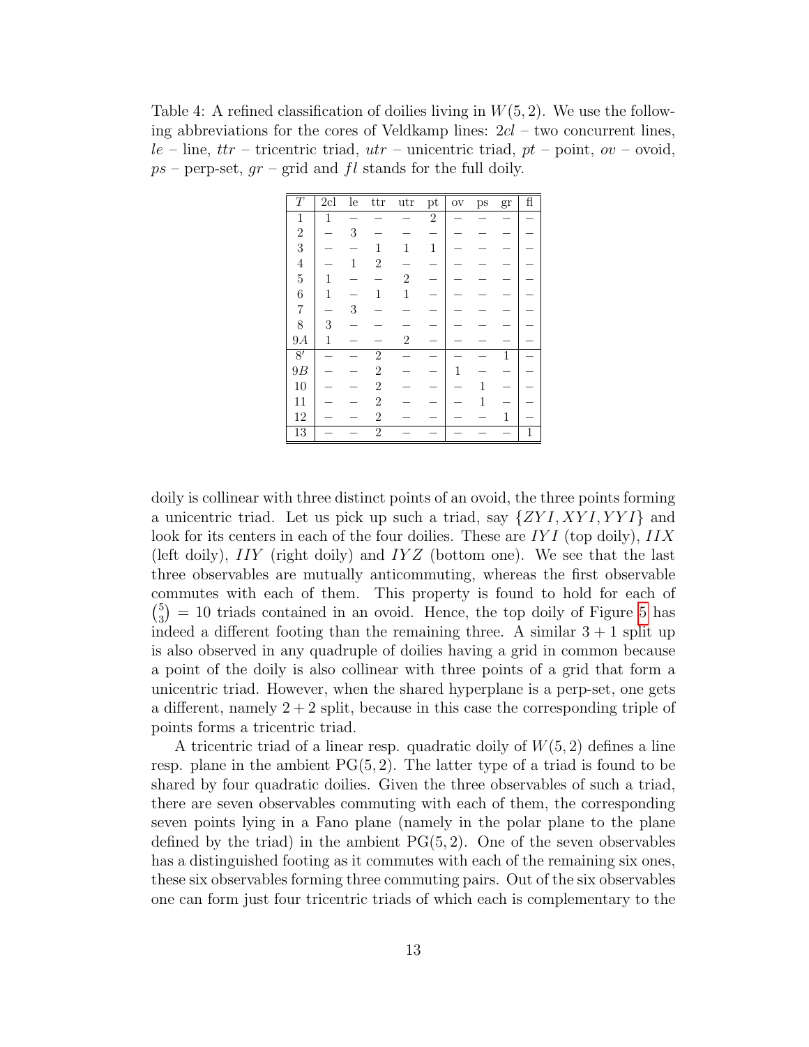Table 4: A refined classification of doilies living in $W(5,2)$. We use the following abbreviations for the cores of Veldkamp lines: *2cl* – two concurrent lines, *le* – line, *ttr* – tricentric triad, *utr* – unicentric triad, *pt* – point, *ov* – ovoid, *ps* – perp-set, *gr* – grid and *fl* stands for the full doily.

| $T$ | 2cl | le | ttr | utr | pt | ov | ps | gr | fl |
|---|---|---|---|---|---|---|---|---|---|
| 1 | 1 | – | – | – | 2 | – | – | – | – |
| 2 | – | 3 | – | – | – | – | – | – | – |
| 3 | – | – | 1 | 1 | 1 | – | – | – | – |
| 4 | – | 1 | 2 | – | – | – | – | – | – |
| 5 | 1 | – | – | 2 | – | – | – | – | – |
| 6 | 1 | – | 1 | 1 | – | – | – | – | – |
| 7 | – | 3 | – | – | – | – | – | – | – |
| 8 | 3 | – | – | – | – | – | – | – | – |
| 9$A$ | 1 | – | – | 2 | – | – | – | – | – |
| 8′ | – | – | 2 | – | – | – | – | 1 | – |
| 9$B$ | – | – | 2 | – | – | 1 | – | – | – |
| 10 | – | – | 2 | – | – | – | 1 | – | – |
| 11 | – | – | 2 | – | – | – | 1 | – | – |
| 12 | – | – | 2 | – | – | – | – | 1 | – |
| 13 | – | – | 2 | – | – | – | – | – | 1 |

doily is collinear with three distinct points of an ovoid, the three points forming a unicentric triad. Let us pick up such a triad, say $\{ZYI, XYI, YYI\}$ and look for its centers in each of the four doilies. These are $IYI$ (top doily), $IIX$ (left doily), $IIY$ (right doily) and $IYZ$ (bottom one). We see that the last three observables are mutually anticommuting, whereas the first observable commutes with each of them. This property is found to hold for each of $\binom{5}{3} = 10$ triads contained in an ovoid. Hence, the top doily of Figure 5 has indeed a different footing than the remaining three. A similar $3+1$ split up is also observed in any quadruple of doilies having a grid in common because a point of the doily is also collinear with three points of a grid that form a unicentric triad. However, when the shared hyperplane is a perp-set, one gets a different, namely $2+2$ split, because in this case the corresponding triple of points forms a tricentric triad.

A tricentric triad of a linear resp. quadratic doily of $W(5,2)$ defines a line resp. plane in the ambient PG$(5,2)$. The latter type of a triad is found to be shared by four quadratic doilies. Given the three observables of such a triad, there are seven observables commuting with each of them, the corresponding seven points lying in a Fano plane (namely in the polar plane to the plane defined by the triad) in the ambient PG$(5,2)$. One of the seven observables has a distinguished footing as it commutes with each of the remaining six ones, these six observables forming three commuting pairs. Out of the six observables one can form just four tricentric triads of which each is complementary to the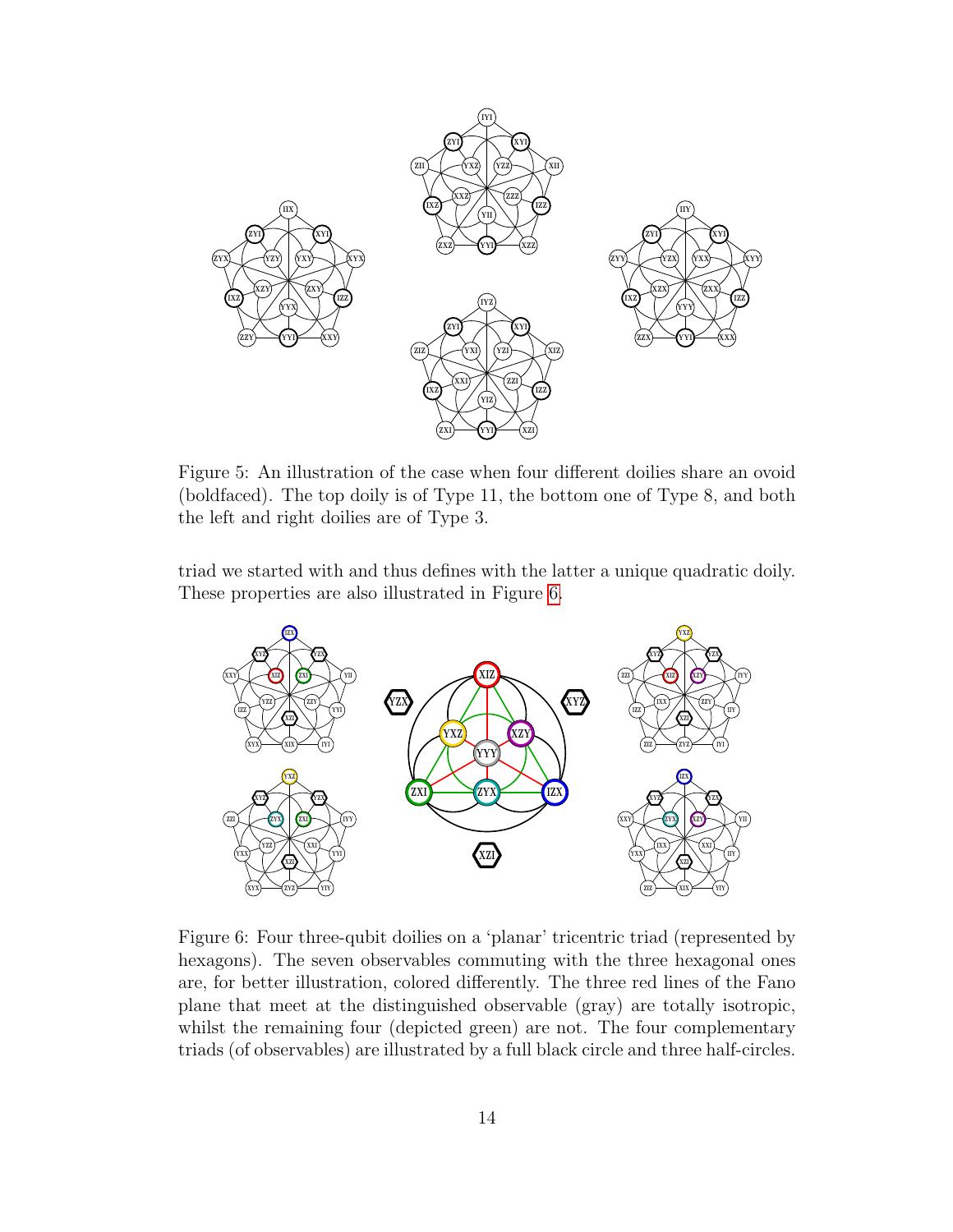Figure 5: An illustration of the case when four different doilies share an ovoid (boldfaced). The top doily is of Type 11, the bottom one of Type 8, and both the left and right doilies are of Type 3.

triad we started with and thus defines with the latter a unique quadratic doily. These properties are also illustrated in Figure 6.

Figure 6: Four three-qubit doilies on a 'planar' tricentric triad (represented by hexagons). The seven observables commuting with the three hexagonal ones are, for better illustration, colored differently. The three red lines of the Fano plane that meet at the distinguished observable (gray) are totally isotropic, whilst the remaining four (depicted green) are not. The four complementary triads (of observables) are illustrated by a full black circle and three half-circles.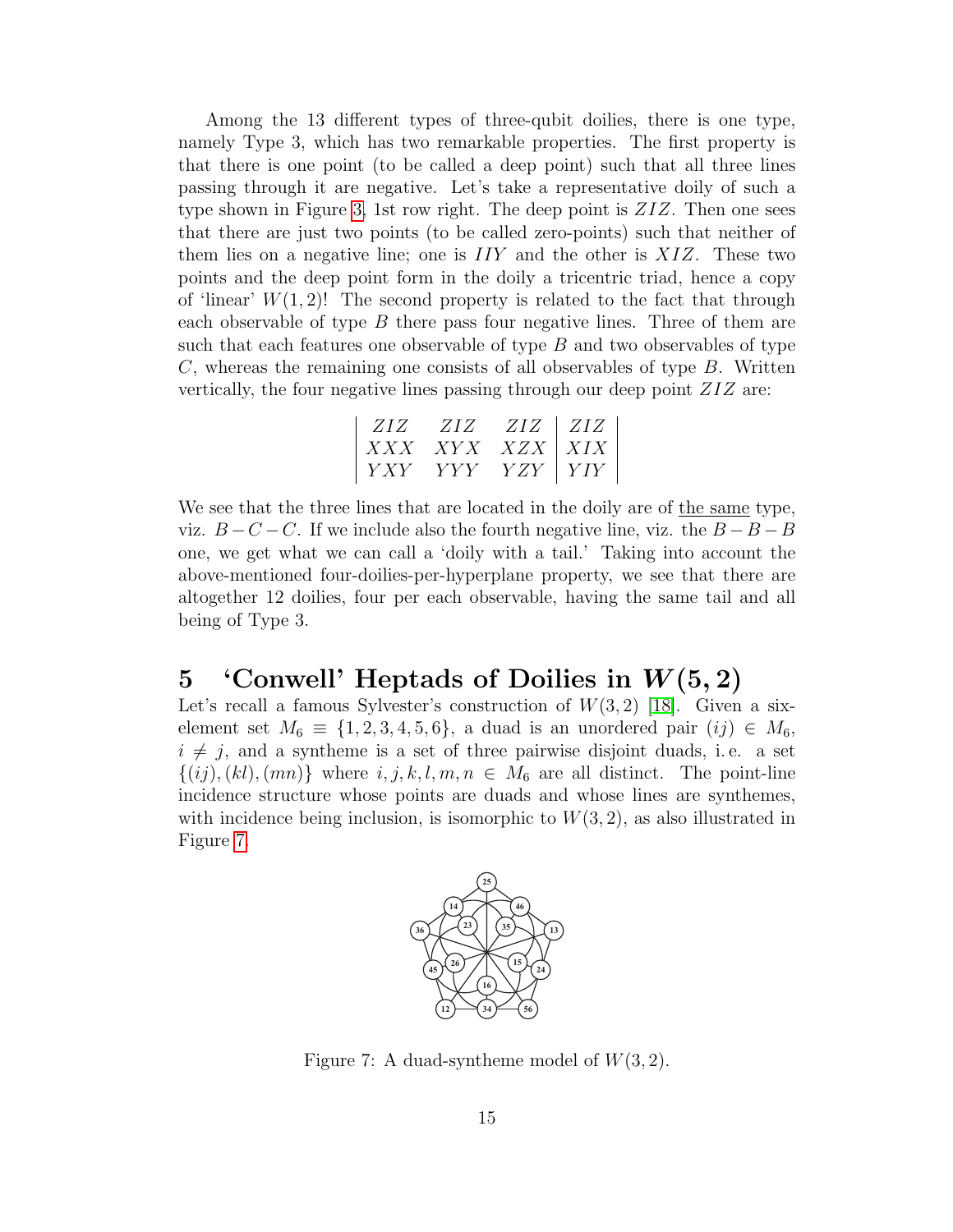Among the 13 different types of three-qubit doilies, there is one type, namely Type 3, which has two remarkable properties. The first property is that there is one point (to be called a deep point) such that all three lines passing through it are negative. Let's take a representative doily of such a type shown in Figure 3, 1st row right. The deep point is $ZIZ$. Then one sees that there are just two points (to be called zero-points) such that neither of them lies on a negative line; one is $IIY$ and the other is $XIZ$. These two points and the deep point form in the doily a tricentric triad, hence a copy of 'linear' $W(1,2)$! The second property is related to the fact that through each observable of type $B$ there pass four negative lines. Three of them are such that each features one observable of type $B$ and two observables of type $C$, whereas the remaining one consists of all observables of type $B$. Written vertically, the four negative lines passing through our deep point $ZIZ$ are:

$$\begin{vmatrix} ZIZ & ZIZ & ZIZ & ZIZ \\ XXX & XYX & XZX & XIX \\ YXY & YYY & YZY & YIY \end{vmatrix}$$

We see that the three lines that are located in the doily are of <u>the same</u> type, viz. $B-C-C$. If we include also the fourth negative line, viz. the $B-B-B$ one, we get what we can call a 'doily with a tail.' Taking into account the above-mentioned four-doilies-per-hyperplane property, we see that there are altogether 12 doilies, four per each observable, having the same tail and all being of Type 3.

## 5 'Conwell' Heptads of Doilies in $W(5,2)$

Let's recall a famous Sylvester's construction of $W(3,2)$ [18]. Given a six-element set $M_6 \equiv \{1,2,3,4,5,6\}$, a duad is an unordered pair $(ij) \in M_6$, $i \neq j$, and a syntheme is a set of three pairwise disjoint duads, i. e. a set $\{(ij),(kl),(mn)\}$ where $i,j,k,l,m,n \in M_6$ are all distinct. The point-line incidence structure whose points are duads and whose lines are synthemes, with incidence being inclusion, is isomorphic to $W(3,2)$, as also illustrated in Figure 7.

Figure 7: A duad-syntheme model of $W(3,2)$.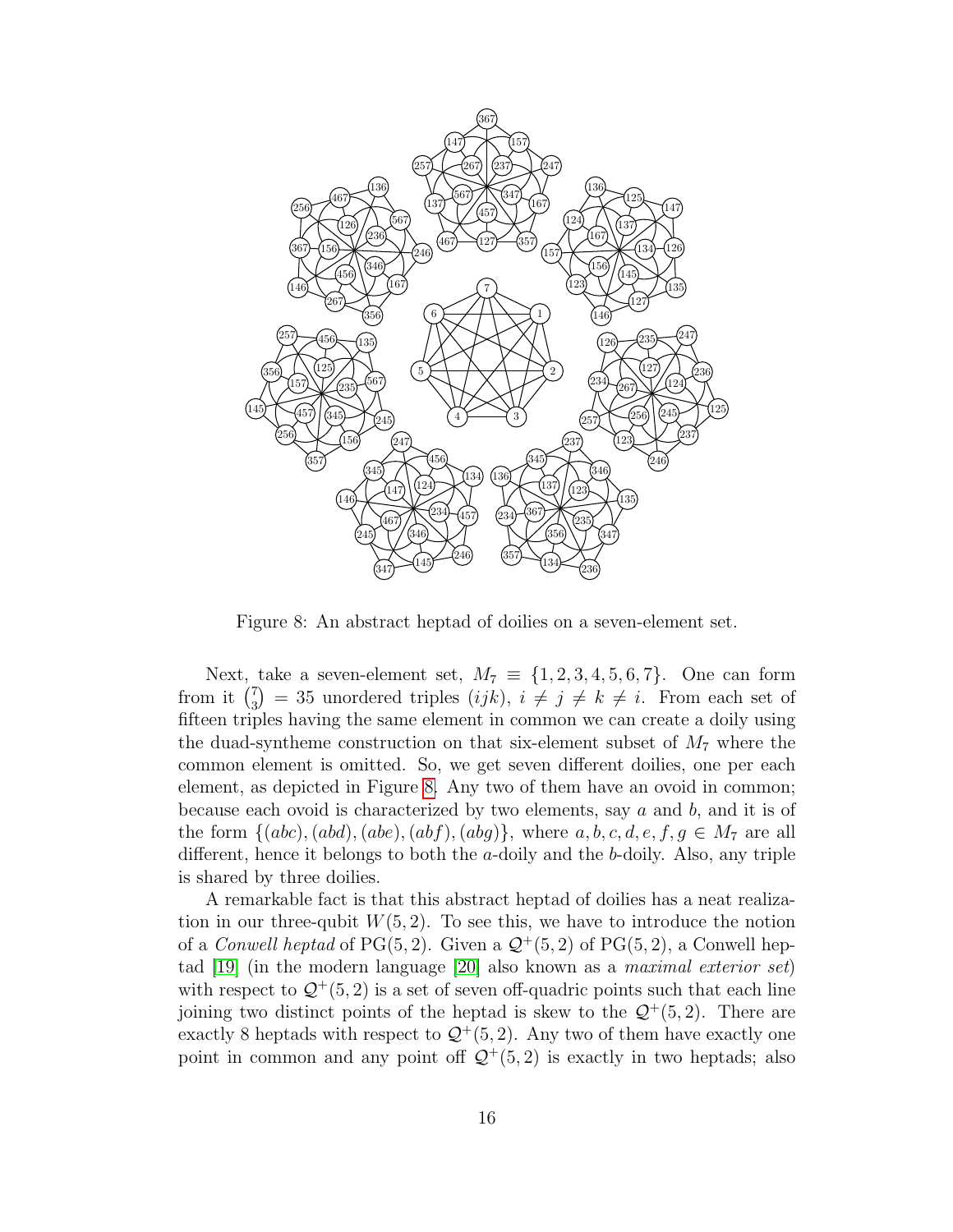Figure 8: An abstract heptad of doilies on a seven-element set.

Next, take a seven-element set, $M_7 \equiv \{1, 2, 3, 4, 5, 6, 7\}$. One can form from it $\binom{7}{3} = 35$ unordered triples $(ijk)$, $i \neq j \neq k \neq i$. From each set of fifteen triples having the same element in common we can create a doily using the duad-syntheme construction on that six-element subset of $M_7$ where the common element is omitted. So, we get seven different doilies, one per each element, as depicted in Figure 8. Any two of them have an ovoid in common; because each ovoid is characterized by two elements, say $a$ and $b$, and it is of the form $\{(abc), (abd), (abe), (abf), (abg)\}$, where $a, b, c, d, e, f, g \in M_7$ are all different, hence it belongs to both the $a$-doily and the $b$-doily. Also, any triple is shared by three doilies.

A remarkable fact is that this abstract heptad of doilies has a neat realization in our three-qubit $W(5, 2)$. To see this, we have to introduce the notion of a *Conwell heptad* of PG$(5, 2)$. Given a $\mathcal{Q}^+(5, 2)$ of PG$(5, 2)$, a Conwell heptad [19] (in the modern language [20] also known as a *maximal exterior set*) with respect to $\mathcal{Q}^+(5, 2)$ is a set of seven off-quadric points such that each line joining two distinct points of the heptad is skew to the $\mathcal{Q}^+(5, 2)$. There are exactly 8 heptads with respect to $\mathcal{Q}^+(5, 2)$. Any two of them have exactly one point in common and any point off $\mathcal{Q}^+(5, 2)$ is exactly in two heptads; also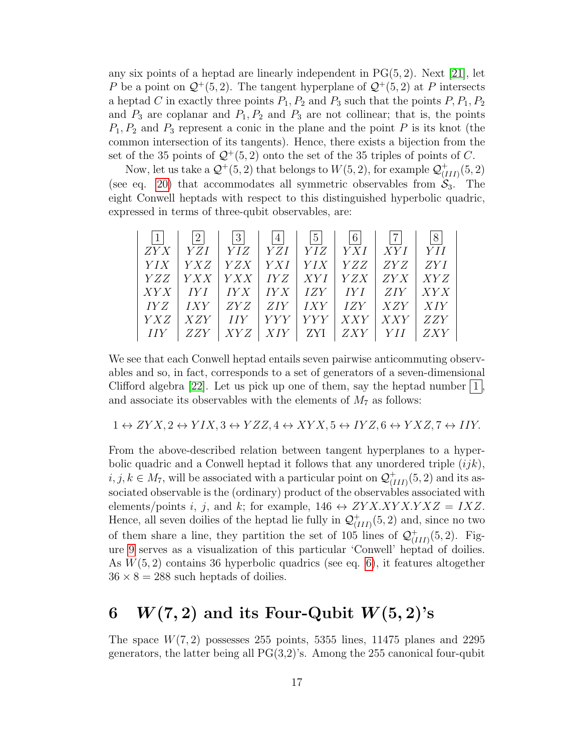any six points of a heptad are linearly independent in PG(5, 2). Next [21], let $P$ be a point on $\mathcal{Q}^+(5,2)$. The tangent hyperplane of $\mathcal{Q}^+(5,2)$ at $P$ intersects a heptad $C$ in exactly three points $P_1, P_2$ and $P_3$ such that the points $P, P_1, P_2$ and $P_3$ are coplanar and $P_1, P_2$ and $P_3$ are not collinear; that is, the points $P_1, P_2$ and $P_3$ represent a conic in the plane and the point $P$ is its knot (the common intersection of its tangents). Hence, there exists a bijection from the set of the 35 points of $\mathcal{Q}^+(5,2)$ onto the set of the 35 triples of points of $C$.

Now, let us take a $\mathcal{Q}^+(5,2)$ that belongs to $W(5,2)$, for example $\mathcal{Q}^+_{(III)}(5,2)$ (see eq. 20) that accommodates all symmetric observables from $\mathcal{S}_3$. The eight Conwell heptads with respect to this distinguished hyperbolic quadric, expressed in terms of three-qubit observables, are:

| 1 | 2 | 3 | 4 | 5 | 6 | 7 | 8 |
|---|---|---|---|---|---|---|---|
| $ZYX$ | $YZI$ | $YIZ$ | $YZI$ | $YIZ$ | $YXI$ | $XYI$ | $YII$ |
| $YIX$ | $YXZ$ | $YZX$ | $YXI$ | $YIX$ | $YZZ$ | $ZYZ$ | $ZYI$ |
| $YZZ$ | $YXX$ | $YXX$ | $IYZ$ | $XYI$ | $YZX$ | $ZYX$ | $XYZ$ |
| $XYX$ | $IYI$ | $IYX$ | $IYX$ | $IZY$ | $IYI$ | $ZIY$ | $XYX$ |
| $IYZ$ | $IXY$ | $ZYZ$ | $ZIY$ | $IXY$ | $IZY$ | $XZY$ | $XIY$ |
| $YXZ$ | $XZY$ | $IIY$ | $YYY$ | $YYY$ | $XXY$ | $XXY$ | $ZZY$ |
| $IIY$ | $ZZY$ | $XYZ$ | $XIY$ | ZYI | $ZXY$ | $YII$ | $ZXY$ |

We see that each Conwell heptad entails seven pairwise anticommuting observables and so, in fact, corresponds to a set of generators of a seven-dimensional Clifford algebra [22]. Let us pick up one of them, say the heptad number 1, and associate its observables with the elements of $M_7$ as follows:

$$1 \leftrightarrow ZYX, 2 \leftrightarrow YIX, 3 \leftrightarrow YZZ, 4 \leftrightarrow XYX, 5 \leftrightarrow IYZ, 6 \leftrightarrow YXZ, 7 \leftrightarrow IIY.$$

From the above-described relation between tangent hyperplanes to a hyperbolic quadric and a Conwell heptad it follows that any unordered triple $(ijk)$, $i, j, k \in M_7$, will be associated with a particular point on $\mathcal{Q}^+_{(III)}(5,2)$ and its associated observable is the (ordinary) product of the observables associated with elements/points $i$, $j$, and $k$; for example, $146 \leftrightarrow ZYX.XYX.YXZ = IXZ$. Hence, all seven doilies of the heptad lie fully in $\mathcal{Q}^+_{(III)}(5,2)$ and, since no two of them share a line, they partition the set of 105 lines of $\mathcal{Q}^+_{(III)}(5,2)$. Figure 9 serves as a visualization of this particular 'Conwell' heptad of doilies. As $W(5,2)$ contains 36 hyperbolic quadrics (see eq. 6), it features altogether $36 \times 8 = 288$ such heptads of doilies.

# 6 $W(7,2)$ and its Four-Qubit $W(5,2)$'s

The space $W(7,2)$ possesses 255 points, 5355 lines, 11475 planes and 2295 generators, the latter being all PG(3,2)'s. Among the 255 canonical four-qubit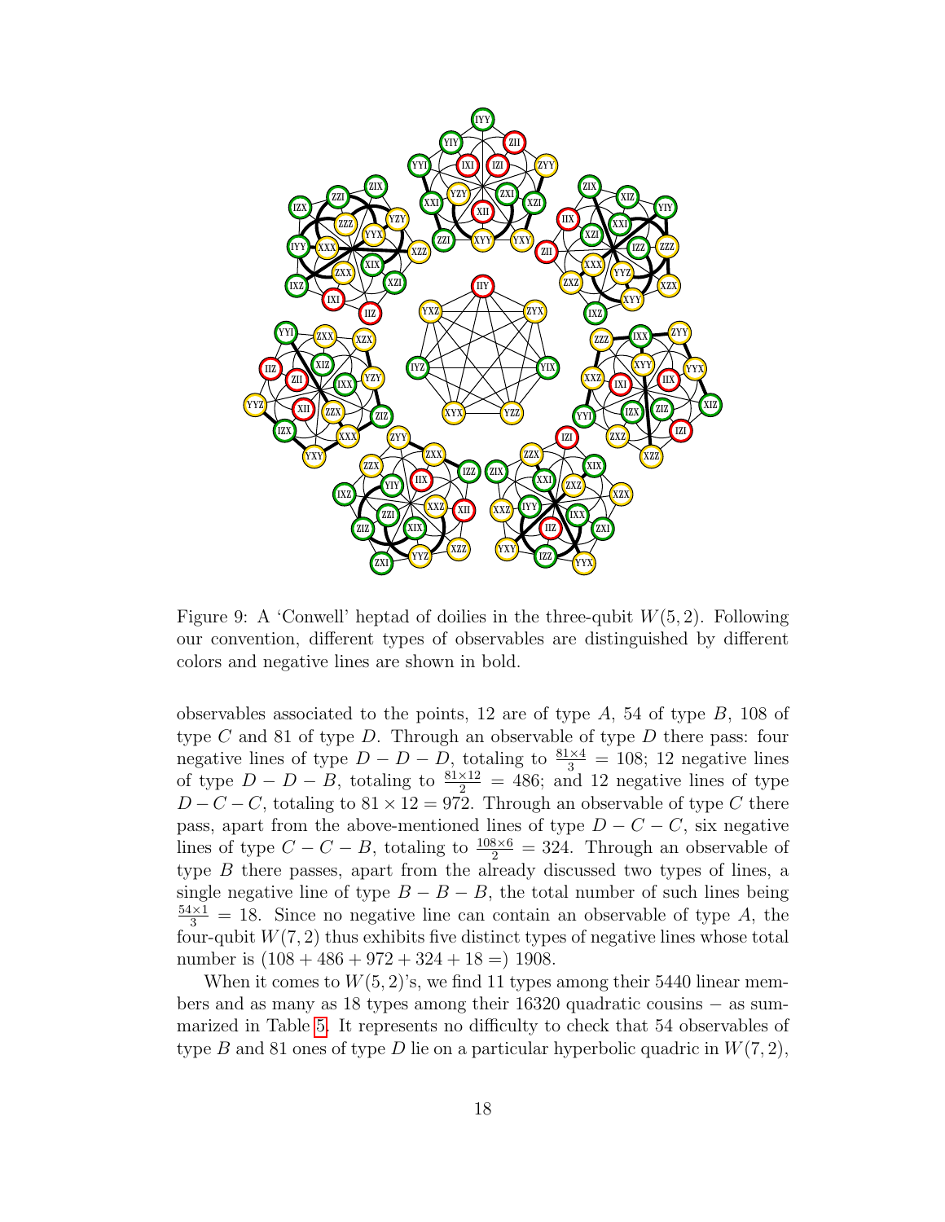Figure 9: A 'Conwell' heptad of doilies in the three-qubit $W(5, 2)$. Following our convention, different types of observables are distinguished by different colors and negative lines are shown in bold.

observables associated to the points, 12 are of type $A$, 54 of type $B$, 108 of type $C$ and 81 of type $D$. Through an observable of type $D$ there pass: four negative lines of type $D - D - D$, totaling to $\frac{81\times4}{3} = 108$; 12 negative lines of type $D - D - B$, totaling to $\frac{81\times12}{2} = 486$; and 12 negative lines of type $D - C - C$, totaling to $81 \times 12 = 972$. Through an observable of type $C$ there pass, apart from the above-mentioned lines of type $D - C - C$, six negative lines of type $C - C - B$, totaling to $\frac{108\times6}{2} = 324$. Through an observable of type $B$ there passes, apart from the already discussed two types of lines, a single negative line of type $B - B - B$, the total number of such lines being $\frac{54\times1}{3} = 18$. Since no negative line can contain an observable of type $A$, the four-qubit $W(7, 2)$ thus exhibits five distinct types of negative lines whose total number is $(108 + 486 + 972 + 324 + 18 =)$ 1908.

When it comes to $W(5, 2)$'s, we find 11 types among their 5440 linear members and as many as 18 types among their 16320 quadratic cousins − as summarized in Table 5. It represents no difficulty to check that 54 observables of type $B$ and 81 ones of type $D$ lie on a particular hyperbolic quadric in $W(7, 2)$,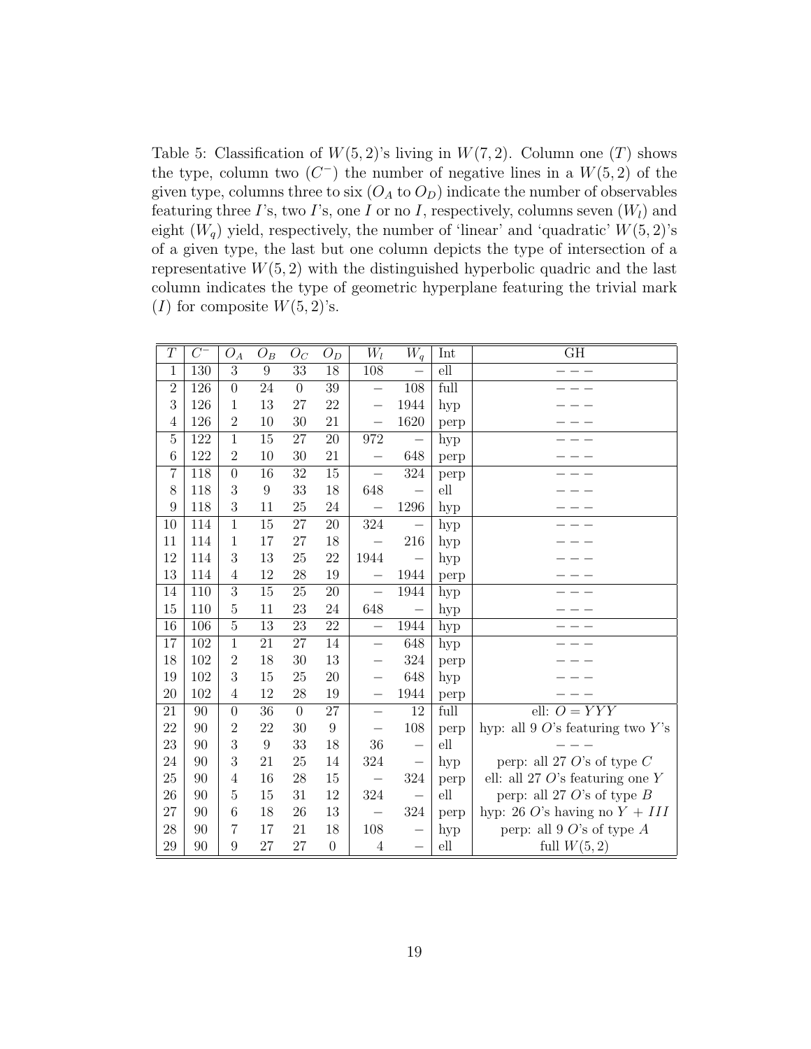Table 5: Classification of $W(5,2)$'s living in $W(7,2)$. Column one ($T$) shows the type, column two ($C^-$) the number of negative lines in a $W(5,2)$ of the given type, columns three to six ($O_A$ to $O_D$) indicate the number of observables featuring three $I$'s, two $I$'s, one $I$ or no $I$, respectively, columns seven ($W_l$) and eight ($W_q$) yield, respectively, the number of 'linear' and 'quadratic' $W(5,2)$'s of a given type, the last but one column depicts the type of intersection of a representative $W(5,2)$ with the distinguished hyperbolic quadric and the last column indicates the type of geometric hyperplane featuring the trivial mark ($I$) for composite $W(5,2)$'s.

| $T$ | $C^-$ | $O_A$ | $O_B$ | $O_C$ | $O_D$ | $W_l$ | $W_q$ | Int | GH |
|---|---|---|---|---|---|---|---|---|---|
| 1 | 130 | 3 | 9 | 33 | 18 | 108 | – | ell | – – – |
| 2 | 126 | 0 | 24 | 0 | 39 | – | 108 | full | – – – |
| 3 | 126 | 1 | 13 | 27 | 22 | – | 1944 | hyp | – – – |
| 4 | 126 | 2 | 10 | 30 | 21 | – | 1620 | perp | – – – |
| 5 | 122 | 1 | 15 | 27 | 20 | 972 | – | hyp | – – – |
| 6 | 122 | 2 | 10 | 30 | 21 | – | 648 | perp | – – – |
| 7 | 118 | 0 | 16 | 32 | 15 | – | 324 | perp | – – – |
| 8 | 118 | 3 | 9 | 33 | 18 | 648 | – | ell | – – – |
| 9 | 118 | 3 | 11 | 25 | 24 | – | 1296 | hyp | – – – |
| 10 | 114 | 1 | 15 | 27 | 20 | 324 | – | hyp | – – – |
| 11 | 114 | 1 | 17 | 27 | 18 | – | 216 | hyp | – – – |
| 12 | 114 | 3 | 13 | 25 | 22 | 1944 | – | hyp | – – – |
| 13 | 114 | 4 | 12 | 28 | 19 | – | 1944 | perp | – – – |
| 14 | 110 | 3 | 15 | 25 | 20 | – | 1944 | hyp | – – – |
| 15 | 110 | 5 | 11 | 23 | 24 | 648 | – | hyp | – – – |
| 16 | 106 | 5 | 13 | 23 | 22 | – | 1944 | hyp | – – – |
| 17 | 102 | 1 | 21 | 27 | 14 | – | 648 | hyp | – – – |
| 18 | 102 | 2 | 18 | 30 | 13 | – | 324 | perp | – – – |
| 19 | 102 | 3 | 15 | 25 | 20 | – | 648 | hyp | – – – |
| 20 | 102 | 4 | 12 | 28 | 19 | – | 1944 | perp | – – – |
| 21 | 90 | 0 | 36 | 0 | 27 | – | 12 | full | ell: $O = YYY$ |
| 22 | 90 | 2 | 22 | 30 | 9 | – | 108 | perp | hyp: all 9 $O$'s featuring two $Y$'s |
| 23 | 90 | 3 | 9 | 33 | 18 | 36 | – | ell | – – – |
| 24 | 90 | 3 | 21 | 25 | 14 | 324 | – | hyp | perp: all 27 $O$'s of type $C$ |
| 25 | 90 | 4 | 16 | 28 | 15 | – | 324 | perp | ell: all 27 $O$'s featuring one $Y$ |
| 26 | 90 | 5 | 15 | 31 | 12 | 324 | – | ell | perp: all 27 $O$'s of type $B$ |
| 27 | 90 | 6 | 18 | 26 | 13 | – | 324 | perp | hyp: 26 $O$'s having no $Y$ + $III$ |
| 28 | 90 | 7 | 17 | 21 | 18 | 108 | – | hyp | perp: all 9 $O$'s of type $A$ |
| 29 | 90 | 9 | 27 | 27 | 0 | 4 | – | ell | full $W(5,2)$ |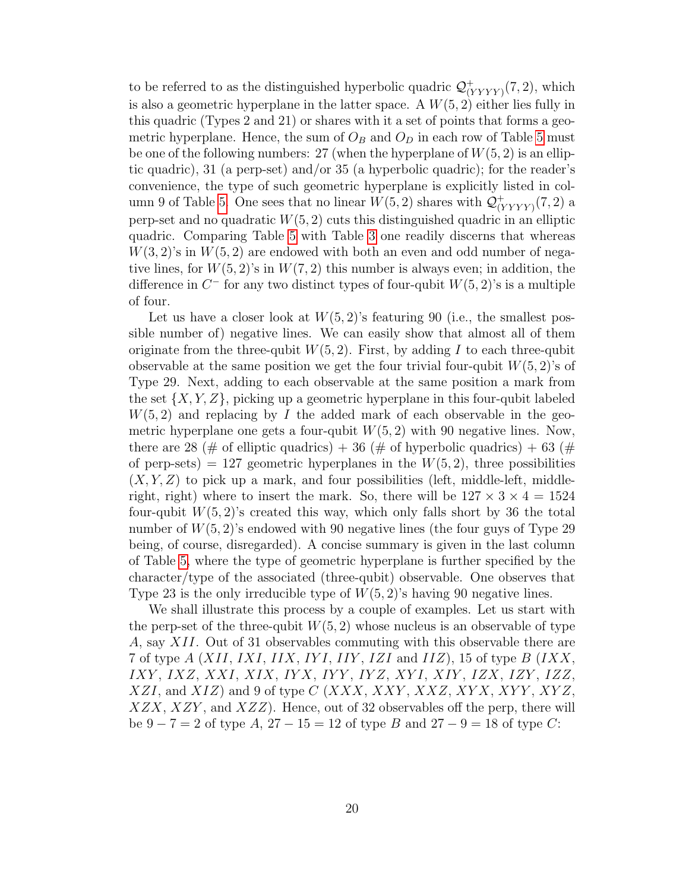to be referred to as the distinguished hyperbolic quadric $\mathcal{Q}^+_{(YYYY)}(7,2)$, which is also a geometric hyperplane in the latter space. A $W(5,2)$ either lies fully in this quadric (Types 2 and 21) or shares with it a set of points that forms a geometric hyperplane. Hence, the sum of $O_B$ and $O_D$ in each row of Table 5 must be one of the following numbers: 27 (when the hyperplane of $W(5,2)$ is an elliptic quadric), 31 (a perp-set) and/or 35 (a hyperbolic quadric); for the reader's convenience, the type of such geometric hyperplane is explicitly listed in column 9 of Table 5. One sees that no linear $W(5,2)$ shares with $\mathcal{Q}^+_{(YYYY)}(7,2)$ a perp-set and no quadratic $W(5,2)$ cuts this distinguished quadric in an elliptic quadric. Comparing Table 5 with Table 3 one readily discerns that whereas $W(3,2)$'s in $W(5,2)$ are endowed with both an even and odd number of negative lines, for $W(5,2)$'s in $W(7,2)$ this number is always even; in addition, the difference in $C^-$ for any two distinct types of four-qubit $W(5,2)$'s is a multiple of four.

Let us have a closer look at $W(5,2)$'s featuring 90 (i.e., the smallest possible number of) negative lines. We can easily show that almost all of them originate from the three-qubit $W(5,2)$. First, by adding $I$ to each three-qubit observable at the same position we get the four trivial four-qubit $W(5,2)$'s of Type 29. Next, adding to each observable at the same position a mark from the set $\{X,Y,Z\}$, picking up a geometric hyperplane in this four-qubit labeled $W(5,2)$ and replacing by $I$ the added mark of each observable in the geometric hyperplane one gets a four-qubit $W(5,2)$ with 90 negative lines. Now, there are 28 (# of elliptic quadrics) + 36 (# of hyperbolic quadrics) + 63 (# of perp-sets) = 127 geometric hyperplanes in the $W(5,2)$, three possibilities $(X,Y,Z)$ to pick up a mark, and four possibilities (left, middle-left, middle-right, right) where to insert the mark. So, there will be $127 \times 3 \times 4 = 1524$ four-qubit $W(5,2)$'s created this way, which only falls short by 36 the total number of $W(5,2)$'s endowed with 90 negative lines (the four guys of Type 29 being, of course, disregarded). A concise summary is given in the last column of Table 5, where the type of geometric hyperplane is further specified by the character/type of the associated (three-qubit) observable. One observes that Type 23 is the only irreducible type of $W(5,2)$'s having 90 negative lines.

We shall illustrate this process by a couple of examples. Let us start with the perp-set of the three-qubit $W(5,2)$ whose nucleus is an observable of type $A$, say $XII$. Out of 31 observables commuting with this observable there are 7 of type $A$ ($XII$, $IXI$, $IIX$, $IYI$, $IIY$, $IZI$ and $IIZ$), 15 of type $B$ ($IXX$, $IXY$, $IXZ$, $XXI$, $XIX$, $IYX$, $IYY$, $IYZ$, $XYI$, $XIY$, $IZX$, $IZY$, $IZZ$, $XZI$, and $XIZ$) and 9 of type $C$ ($XXX$, $XXY$, $XXZ$, $XYX$, $XYY$, $XYZ$, $XZX$, $XZY$, and $XZZ$). Hence, out of 32 observables off the perp, there will be $9-7=2$ of type $A$, $27-15=12$ of type $B$ and $27-9=18$ of type $C$: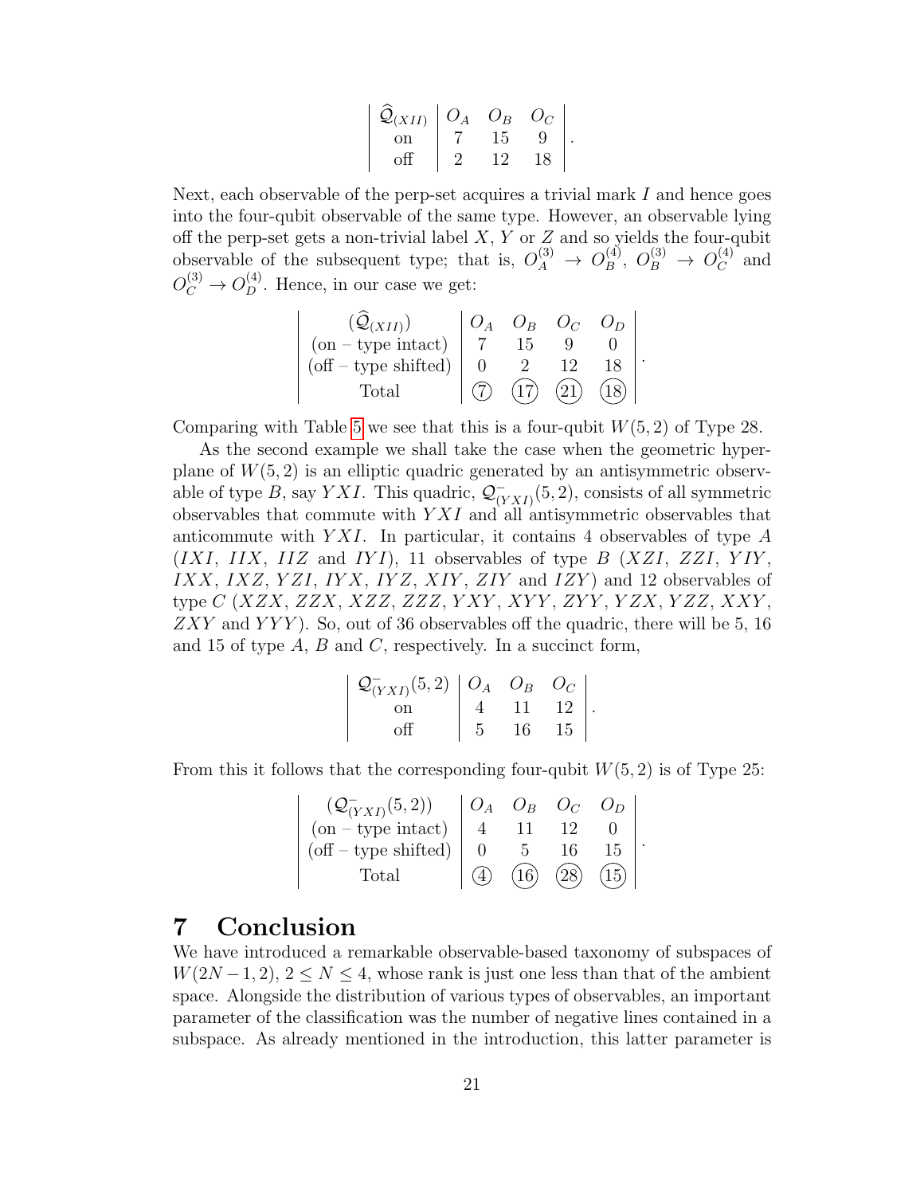| $\widehat{\mathcal{Q}}_{(XII)}$ | $O_A$ | $O_B$ | $O_C$ |
|---|---|---|---|
| on | 7 | 15 | 9 |
| off | 2 | 12 | 18 |

Next, each observable of the perp-set acquires a trivial mark $I$ and hence goes into the four-qubit observable of the same type. However, an observable lying off the perp-set gets a non-trivial label $X$, $Y$ or $Z$ and so yields the four-qubit observable of the subsequent type; that is, $O_A^{(3)} \rightarrow O_B^{(4)}$, $O_B^{(3)} \rightarrow O_C^{(4)}$ and $O_C^{(3)} \rightarrow O_D^{(4)}$. Hence, in our case we get:

| $(\widehat{\mathcal{Q}}_{(XII)})$ | $O_A$ | $O_B$ | $O_C$ | $O_D$ |
|---|---|---|---|---|
| (on – type intact) | 7 | 15 | 9 | 0 |
| (off – type shifted) | 0 | 2 | 12 | 18 |
| Total | (7) | (17) | (21) | (18) |

Comparing with Table 5 we see that this is a four-qubit $W(5,2)$ of Type 28.

As the second example we shall take the case when the geometric hyperplane of $W(5,2)$ is an elliptic quadric generated by an antisymmetric observable of type $B$, say $YXI$. This quadric, $\mathcal{Q}^-_{(YXI)}(5,2)$, consists of all symmetric observables that commute with $YXI$ and all antisymmetric observables that anticommute with $YXI$. In particular, it contains 4 observables of type $A$ ($IXI$, $IIX$, $IIZ$ and $IYI$), 11 observables of type $B$ ($XZI$, $ZZI$, $YIY$, $IXX$, $IXZ$, $YZI$, $IYX$, $IYZ$, $XIY$, $ZIY$ and $IZY$) and 12 observables of type $C$ ($XZX$, $ZZX$, $XZZ$, $ZZZ$, $YXY$, $XYY$, $ZYY$, $YZX$, $YZZ$, $XXY$, $ZXY$ and $YYY$). So, out of 36 observables off the quadric, there will be 5, 16 and 15 of type $A$, $B$ and $C$, respectively. In a succinct form,

| $\mathcal{Q}^-_{(YXI)}(5,2)$ | $O_A$ | $O_B$ | $O_C$ |
|---|---|---|---|
| on | 4 | 11 | 12 |
| off | 5 | 16 | 15 |

From this it follows that the corresponding four-qubit $W(5,2)$ is of Type 25:

| $(\mathcal{Q}^-_{(YXI)}(5,2))$ | $O_A$ | $O_B$ | $O_C$ | $O_D$ |
|---|---|---|---|---|
| (on – type intact) | 4 | 11 | 12 | 0 |
| (off – type shifted) | 0 | 5 | 16 | 15 |
| Total | (4) | (16) | (28) | (15) |

# 7 Conclusion

We have introduced a remarkable observable-based taxonomy of subspaces of $W(2N-1,2)$, $2 \leq N \leq 4$, whose rank is just one less than that of the ambient space. Alongside the distribution of various types of observables, an important parameter of the classification was the number of negative lines contained in a subspace. As already mentioned in the introduction, this latter parameter is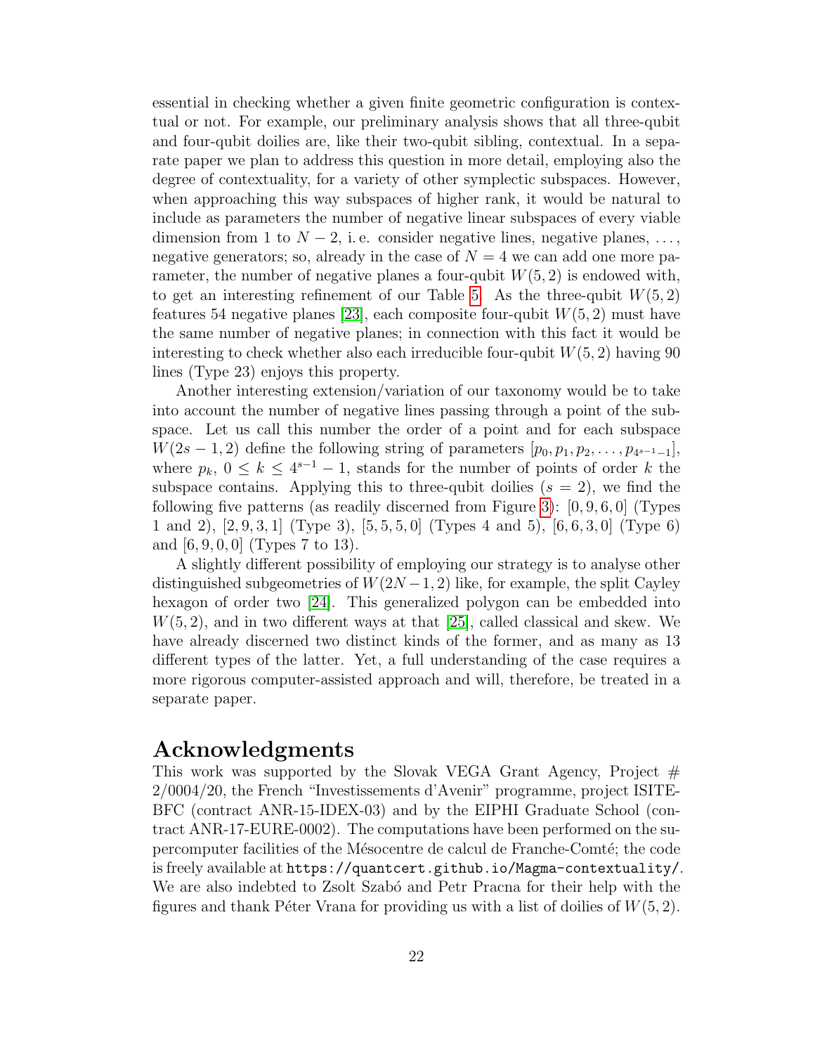essential in checking whether a given finite geometric configuration is contextual or not. For example, our preliminary analysis shows that all three-qubit and four-qubit doilies are, like their two-qubit sibling, contextual. In a separate paper we plan to address this question in more detail, employing also the degree of contextuality, for a variety of other symplectic subspaces. However, when approaching this way subspaces of higher rank, it would be natural to include as parameters the number of negative linear subspaces of every viable dimension from 1 to $N-2$, i. e. consider negative lines, negative planes, ..., negative generators; so, already in the case of $N=4$ we can add one more parameter, the number of negative planes a four-qubit $W(5,2)$ is endowed with, to get an interesting refinement of our Table 5. As the three-qubit $W(5,2)$ features 54 negative planes [23], each composite four-qubit $W(5,2)$ must have the same number of negative planes; in connection with this fact it would be interesting to check whether also each irreducible four-qubit $W(5,2)$ having 90 lines (Type 23) enjoys this property.

Another interesting extension/variation of our taxonomy would be to take into account the number of negative lines passing through a point of the subspace. Let us call this number the order of a point and for each subspace $W(2s-1,2)$ define the following string of parameters $[p_0, p_1, p_2, \ldots, p_{4^{s-1}-1}]$, where $p_k$, $0 \leq k \leq 4^{s-1}-1$, stands for the number of points of order $k$ the subspace contains. Applying this to three-qubit doilies ($s=2$), we find the following five patterns (as readily discerned from Figure 3): $[0,9,6,0]$ (Types 1 and 2), $[2,9,3,1]$ (Type 3), $[5,5,5,0]$ (Types 4 and 5), $[6,6,3,0]$ (Type 6) and $[6,9,0,0]$ (Types 7 to 13).

A slightly different possibility of employing our strategy is to analyse other distinguished subgeometries of $W(2N-1,2)$ like, for example, the split Cayley hexagon of order two [24]. This generalized polygon can be embedded into $W(5,2)$, and in two different ways at that [25], called classical and skew. We have already discerned two distinct kinds of the former, and as many as 13 different types of the latter. Yet, a full understanding of the case requires a more rigorous computer-assisted approach and will, therefore, be treated in a separate paper.

# Acknowledgments

This work was supported by the Slovak VEGA Grant Agency, Project # 2/0004/20, the French "Investissements d'Avenir" programme, project ISITE-BFC (contract ANR-15-IDEX-03) and by the EIPHI Graduate School (contract ANR-17-EURE-0002). The computations have been performed on the supercomputer facilities of the Mésocentre de calcul de Franche-Comté; the code is freely available at `https://quantcert.github.io/Magma-contextuality/`. We are also indebted to Zsolt Szabó and Petr Pracna for their help with the figures and thank Péter Vrana for providing us with a list of doilies of $W(5,2)$.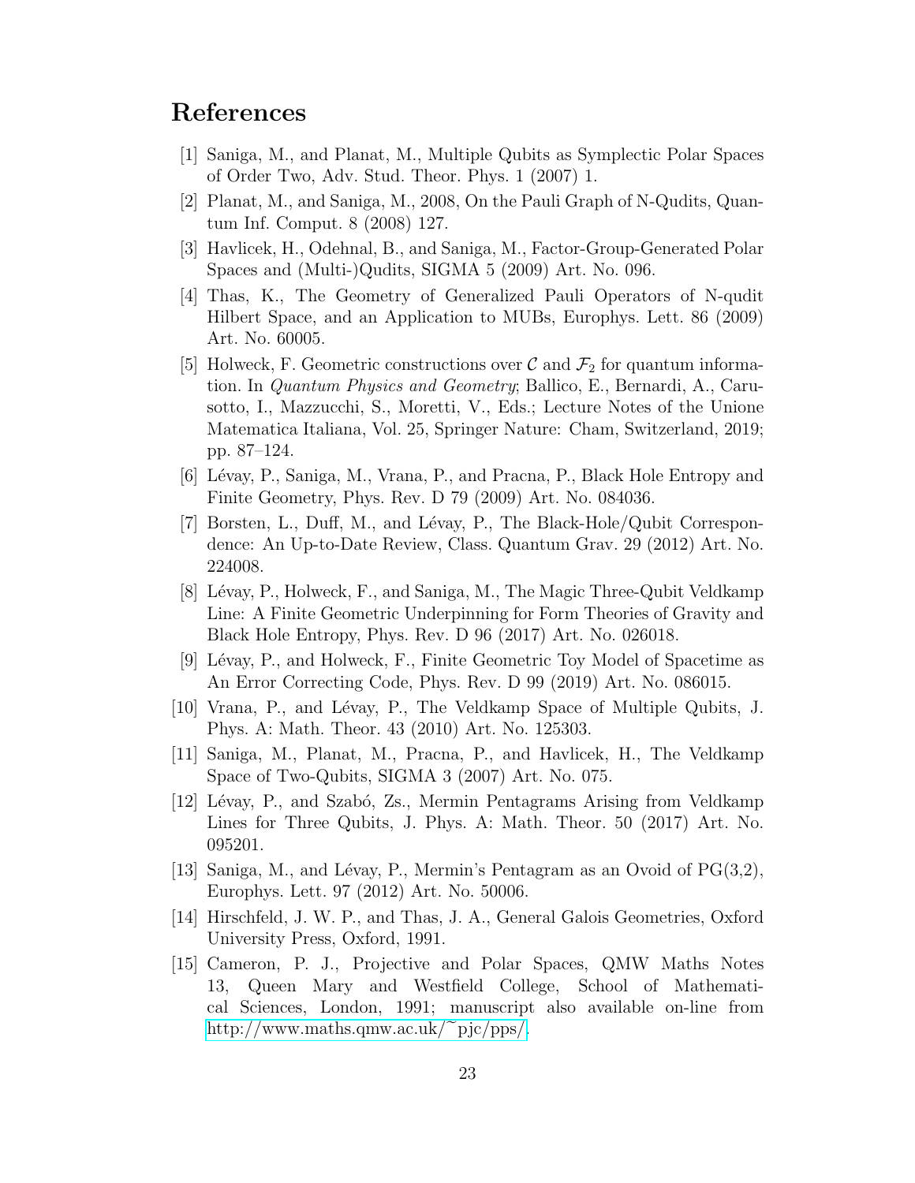# References

[1] Saniga, M., and Planat, M., Multiple Qubits as Symplectic Polar Spaces of Order Two, Adv. Stud. Theor. Phys. 1 (2007) 1.

[2] Planat, M., and Saniga, M., 2008, On the Pauli Graph of N-Qudits, Quantum Inf. Comput. 8 (2008) 127.

[3] Havlicek, H., Odehnal, B., and Saniga, M., Factor-Group-Generated Polar Spaces and (Multi-)Qudits, SIGMA 5 (2009) Art. No. 096.

[4] Thas, K., The Geometry of Generalized Pauli Operators of N-qudit Hilbert Space, and an Application to MUBs, Europhys. Lett. 86 (2009) Art. No. 60005.

[5] Holweck, F. Geometric constructions over $\mathcal{C}$ and $\mathcal{F}_2$ for quantum information. In *Quantum Physics and Geometry*; Ballico, E., Bernardi, A., Carusotto, I., Mazzucchi, S., Moretti, V., Eds.; Lecture Notes of the Unione Matematica Italiana, Vol. 25, Springer Nature: Cham, Switzerland, 2019; pp. 87–124.

[6] Lévay, P., Saniga, M., Vrana, P., and Pracna, P., Black Hole Entropy and Finite Geometry, Phys. Rev. D 79 (2009) Art. No. 084036.

[7] Borsten, L., Duff, M., and Lévay, P., The Black-Hole/Qubit Correspondence: An Up-to-Date Review, Class. Quantum Grav. 29 (2012) Art. No. 224008.

[8] Lévay, P., Holweck, F., and Saniga, M., The Magic Three-Qubit Veldkamp Line: A Finite Geometric Underpinning for Form Theories of Gravity and Black Hole Entropy, Phys. Rev. D 96 (2017) Art. No. 026018.

[9] Lévay, P., and Holweck, F., Finite Geometric Toy Model of Spacetime as An Error Correcting Code, Phys. Rev. D 99 (2019) Art. No. 086015.

[10] Vrana, P., and Lévay, P., The Veldkamp Space of Multiple Qubits, J. Phys. A: Math. Theor. 43 (2010) Art. No. 125303.

[11] Saniga, M., Planat, M., Pracna, P., and Havlicek, H., The Veldkamp Space of Two-Qubits, SIGMA 3 (2007) Art. No. 075.

[12] Lévay, P., and Szabó, Zs., Mermin Pentagrams Arising from Veldkamp Lines for Three Qubits, J. Phys. A: Math. Theor. 50 (2017) Art. No. 095201.

[13] Saniga, M., and Lévay, P., Mermin's Pentagram as an Ovoid of PG(3,2), Europhys. Lett. 97 (2012) Art. No. 50006.

[14] Hirschfeld, J. W. P., and Thas, J. A., General Galois Geometries, Oxford University Press, Oxford, 1991.

[15] Cameron, P. J., Projective and Polar Spaces, QMW Maths Notes 13, Queen Mary and Westfield College, School of Mathematical Sciences, London, 1991; manuscript also available on-line from http://www.maths.qmw.ac.uk/~pjc/pps/.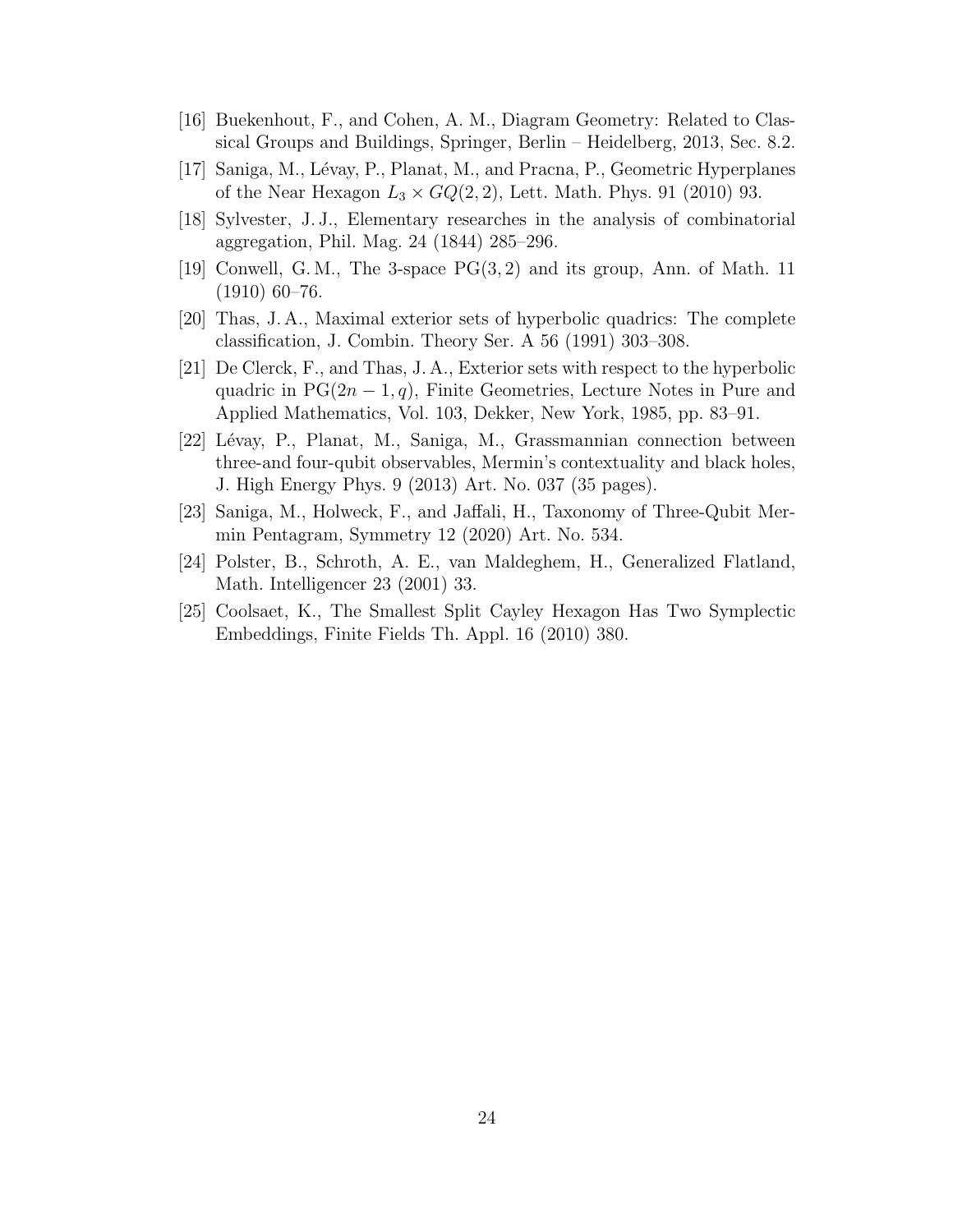[16] Buekenhout, F., and Cohen, A. M., Diagram Geometry: Related to Classical Groups and Buildings, Springer, Berlin – Heidelberg, 2013, Sec. 8.2.

[17] Saniga, M., Lévay, P., Planat, M., and Pracna, P., Geometric Hyperplanes of the Near Hexagon $L_3 \times GQ(2,2)$, Lett. Math. Phys. 91 (2010) 93.

[18] Sylvester, J. J., Elementary researches in the analysis of combinatorial aggregation, Phil. Mag. 24 (1844) 285–296.

[19] Conwell, G. M., The 3-space PG$(3,2)$ and its group, Ann. of Math. 11 (1910) 60–76.

[20] Thas, J. A., Maximal exterior sets of hyperbolic quadrics: The complete classification, J. Combin. Theory Ser. A 56 (1991) 303–308.

[21] De Clerck, F., and Thas, J. A., Exterior sets with respect to the hyperbolic quadric in PG$(2n-1,q)$, Finite Geometries, Lecture Notes in Pure and Applied Mathematics, Vol. 103, Dekker, New York, 1985, pp. 83–91.

[22] Lévay, P., Planat, M., Saniga, M., Grassmannian connection between three-and four-qubit observables, Mermin's contextuality and black holes, J. High Energy Phys. 9 (2013) Art. No. 037 (35 pages).

[23] Saniga, M., Holweck, F., and Jaffali, H., Taxonomy of Three-Qubit Mermin Pentagram, Symmetry 12 (2020) Art. No. 534.

[24] Polster, B., Schroth, A. E., van Maldeghem, H., Generalized Flatland, Math. Intelligencer 23 (2001) 33.

[25] Coolsaet, K., The Smallest Split Cayley Hexagon Has Two Symplectic Embeddings, Finite Fields Th. Appl. 16 (2010) 380.